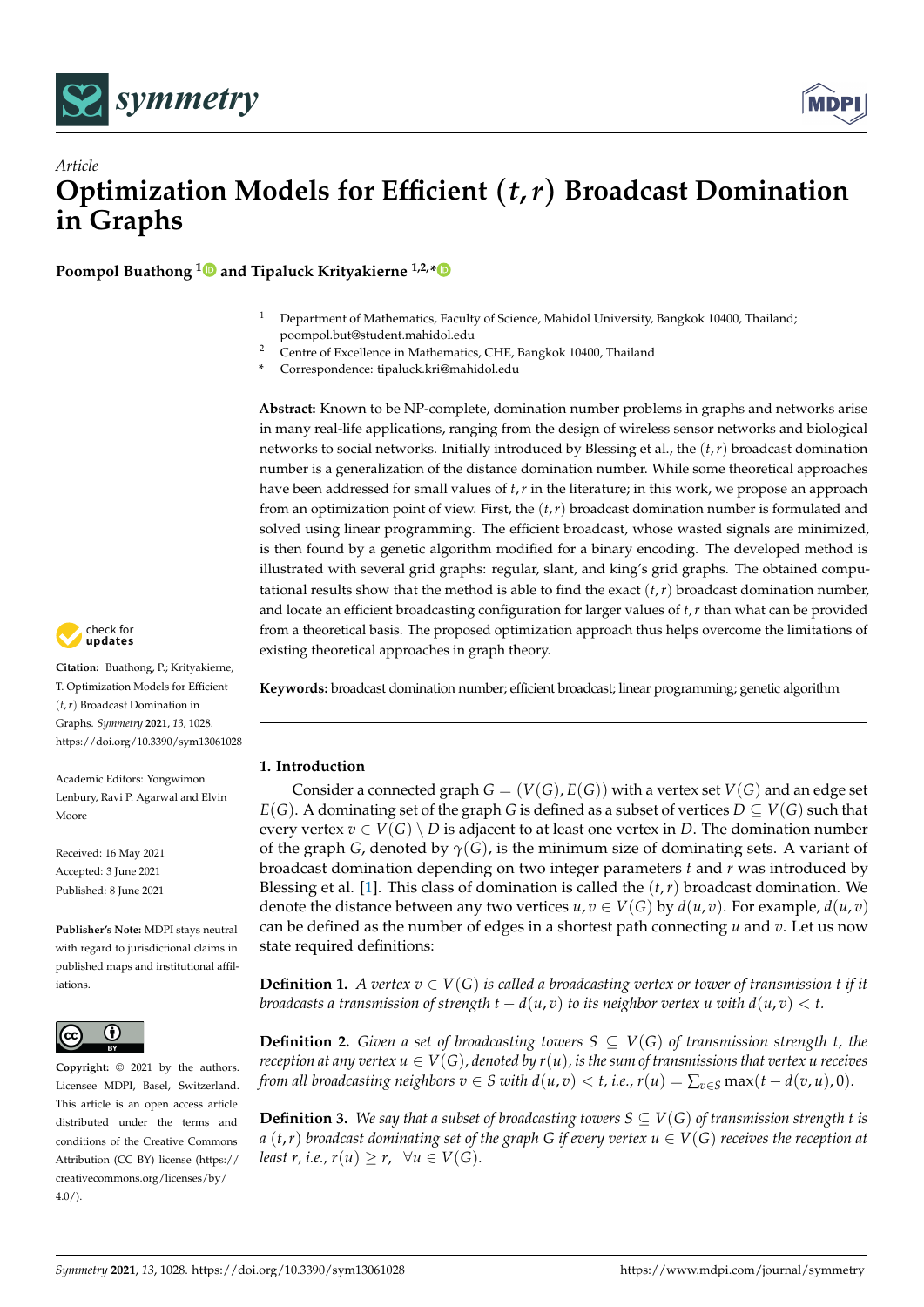Article

# Optimization Models for Efficient $(t, r)$ Broadcast Domination in Graphs

**Poompol Buathong [1] and Tipaluck Krityakierne [1,2,*]**

[1] Department of Mathematics, Faculty of Science, Mahidol University, Bangkok 10400, Thailand; poompol.but@student.mahidol.edu

[2] Centre of Excellence in Mathematics, CHE, Bangkok 10400, Thailand

\* Correspondence: tipaluck.kri@mahidol.edu

**Citation:** Buathong, P.; Krityakierne, T. Optimization Models for Efficient $(t, r)$ Broadcast Domination in Graphs. *Symmetry* **2021**, *13*, 1028. https://doi.org/10.3390/sym13061028

Academic Editors: Yongwimon Lenbury, Ravi P. Agarwal and Elvin Moore

Received: 16 May 2021
Accepted: 3 June 2021
Published: 8 June 2021

**Publisher's Note:** MDPI stays neutral with regard to jurisdictional claims in published maps and institutional affiliations.

**Copyright:** © 2021 by the authors. Licensee MDPI, Basel, Switzerland. This article is an open access article distributed under the terms and conditions of the Creative Commons Attribution (CC BY) license (https://creativecommons.org/licenses/by/4.0/).

**Abstract:** Known to be NP-complete, domination number problems in graphs and networks arise in many real-life applications, ranging from the design of wireless sensor networks and biological networks to social networks. Initially introduced by Blessing et al., the $(t, r)$ broadcast domination number is a generalization of the distance domination number. While some theoretical approaches have been addressed for small values of $t, r$ in the literature; in this work, we propose an approach from an optimization point of view. First, the $(t, r)$ broadcast domination number is formulated and solved using linear programming. The efficient broadcast, whose wasted signals are minimized, is then found by a genetic algorithm modified for a binary encoding. The developed method is illustrated with several grid graphs: regular, slant, and king's grid graphs. The obtained computational results show that the method is able to find the exact $(t, r)$ broadcast domination number, and locate an efficient broadcasting configuration for larger values of $t, r$ than what can be provided from a theoretical basis. The proposed optimization approach thus helps overcome the limitations of existing theoretical approaches in graph theory.

**Keywords:** broadcast domination number; efficient broadcast; linear programming; genetic algorithm

## 1. Introduction

Consider a connected graph $G = (V(G), E(G))$ with a vertex set $V(G)$ and an edge set $E(G)$. A dominating set of the graph $G$ is defined as a subset of vertices $D \subseteq V(G)$ such that every vertex $v \in V(G) \setminus D$ is adjacent to at least one vertex in $D$. The domination number of the graph $G$, denoted by $\gamma(G)$, is the minimum size of dominating sets. A variant of broadcast domination depending on two integer parameters $t$ and $r$ was introduced by Blessing et al. [1]. This class of domination is called the $(t, r)$ broadcast domination. We denote the distance between any two vertices $u, v \in V(G)$ by $d(u, v)$. For example, $d(u, v)$ can be defined as the number of edges in a shortest path connecting $u$ and $v$. Let us now state required definitions:

**Definition 1.** *A vertex $v \in V(G)$ is called a broadcasting vertex or tower of transmission $t$ if it broadcasts a transmission of strength $t - d(u, v)$ to its neighbor vertex $u$ with $d(u, v) < t$.*

**Definition 2.** *Given a set of broadcasting towers $S \subseteq V(G)$ of transmission strength $t$, the reception at any vertex $u \in V(G)$, denoted by $r(u)$, is the sum of transmissions that vertex $u$ receives from all broadcasting neighbors $v \in S$ with $d(u, v) < t$, i.e., $r(u) = \sum_{v \in S} \max(t - d(v, u), 0)$.*

**Definition 3.** *We say that a subset of broadcasting towers $S \subseteq V(G)$ of transmission strength $t$ is a $(t, r)$ broadcast dominating set of the graph $G$ if every vertex $u \in V(G)$ receives the reception at least $r$, i.e., $r(u) \geq r, \quad \forall u \in V(G)$.*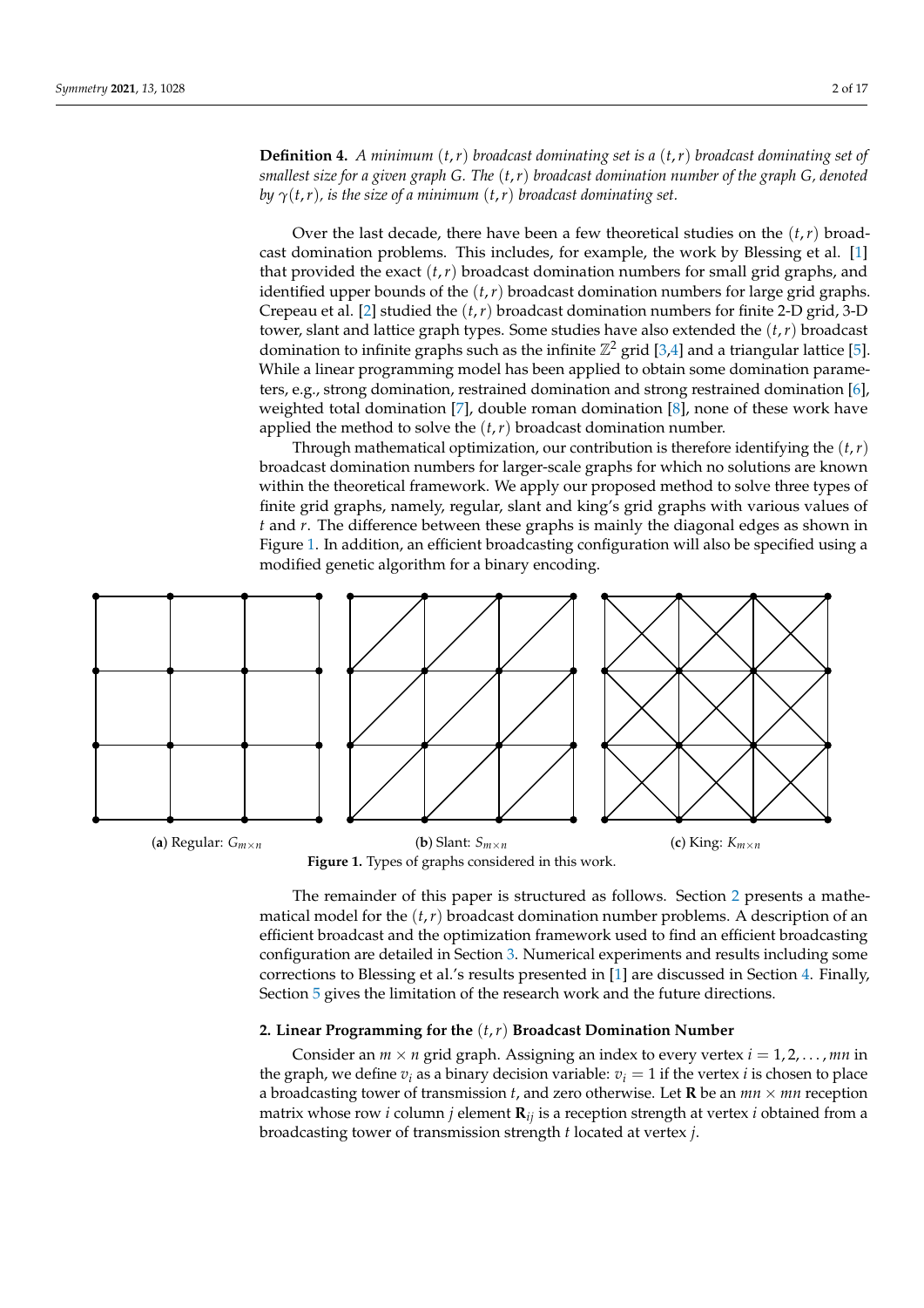**Definition 4.** *A minimum $(t, r)$ broadcast dominating set is a $(t, r)$ broadcast dominating set of smallest size for a given graph G. The $(t, r)$ broadcast domination number of the graph G, denoted by $\gamma(t, r)$, is the size of a minimum $(t, r)$ broadcast dominating set.*

Over the last decade, there have been a few theoretical studies on the $(t, r)$ broadcast domination problems. This includes, for example, the work by Blessing et al. [1] that provided the exact $(t, r)$ broadcast domination numbers for small grid graphs, and identified upper bounds of the $(t, r)$ broadcast domination numbers for large grid graphs. Crepeau et al. [2] studied the $(t, r)$ broadcast domination numbers for finite 2-D grid, 3-D tower, slant and lattice graph types. Some studies have also extended the $(t, r)$ broadcast domination to infinite graphs such as the infinite $\mathbb{Z}^2$ grid [3,4] and a triangular lattice [5]. While a linear programming model has been applied to obtain some domination parameters, e.g., strong domination, restrained domination and strong restrained domination [6], weighted total domination [7], double roman domination [8], none of these work have applied the method to solve the $(t, r)$ broadcast domination number.

Through mathematical optimization, our contribution is therefore identifying the $(t, r)$ broadcast domination numbers for larger-scale graphs for which no solutions are known within the theoretical framework. We apply our proposed method to solve three types of finite grid graphs, namely, regular, slant and king's grid graphs with various values of $t$ and $r$. The difference between these graphs is mainly the diagonal edges as shown in Figure 1. In addition, an efficient broadcasting configuration will also be specified using a modified genetic algorithm for a binary encoding.

(**a**) Regular: $G_{m\times n}$ (**b**) Slant: $S_{m\times n}$ (**c**) King: $K_{m\times n}$

**Figure 1.** Types of graphs considered in this work.

The remainder of this paper is structured as follows. Section 2 presents a mathematical model for the $(t, r)$ broadcast domination number problems. A description of an efficient broadcast and the optimization framework used to find an efficient broadcasting configuration are detailed in Section 3. Numerical experiments and results including some corrections to Blessing et al.'s results presented in [1] are discussed in Section 4. Finally, Section 5 gives the limitation of the research work and the future directions.

## 2. Linear Programming for the $(t, r)$ Broadcast Domination Number

Consider an $m \times n$ grid graph. Assigning an index to every vertex $i = 1, 2, \ldots, mn$ in the graph, we define $v_i$ as a binary decision variable: $v_i = 1$ if the vertex $i$ is chosen to place a broadcasting tower of transmission $t$, and zero otherwise. Let $\mathbf{R}$ be an $mn \times mn$ reception matrix whose row $i$ column $j$ element $\mathbf{R}_{ij}$ is a reception strength at vertex $i$ obtained from a broadcasting tower of transmission strength $t$ located at vertex $j$.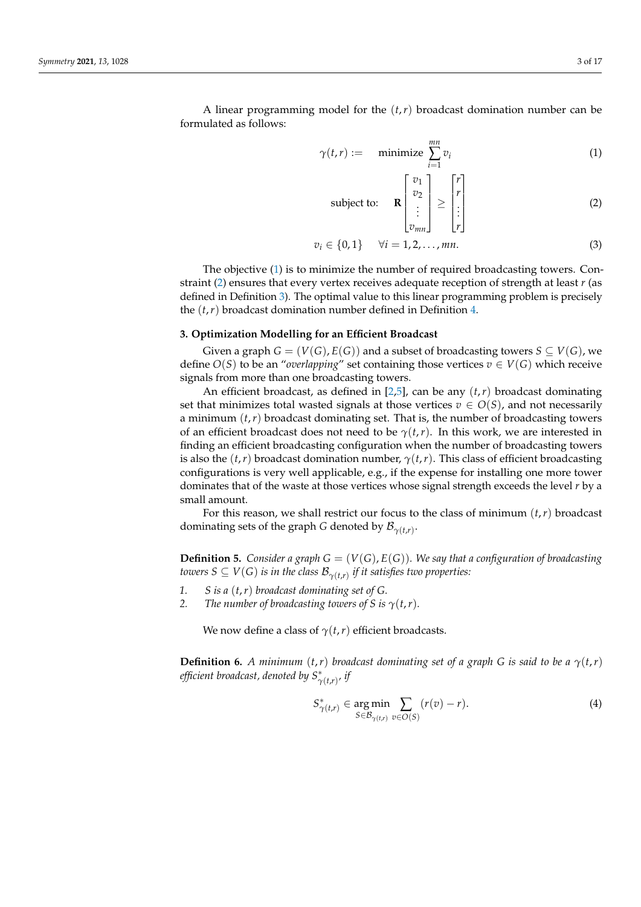A linear programming model for the $(t,r)$ broadcast domination number can be formulated as follows:

$$\gamma(t,r) := \quad \text{minimize} \sum_{i=1}^{mn} v_i \tag{1}$$

$$\text{subject to:} \quad \mathbf{R} \begin{bmatrix} v_1 \\ v_2 \\ \vdots \\ v_{mn} \end{bmatrix} \geq \begin{bmatrix} r \\ r \\ \vdots \\ r \end{bmatrix} \tag{2}$$

$$v_i \in \{0,1\} \quad \forall i = 1,2,\ldots,mn. \tag{3}$$

The objective (1) is to minimize the number of required broadcasting towers. Constraint (2) ensures that every vertex receives adequate reception of strength at least $r$ (as defined in Definition 3). The optimal value to this linear programming problem is precisely the $(t,r)$ broadcast domination number defined in Definition 4.

## 3. Optimization Modelling for an Efficient Broadcast

Given a graph $G = (V(G), E(G))$ and a subset of broadcasting towers $S \subseteq V(G)$, we define $O(S)$ to be an "*overlapping*" set containing those vertices $v \in V(G)$ which receive signals from more than one broadcasting towers.

An efficient broadcast, as defined in [2,5], can be any $(t,r)$ broadcast dominating set that minimizes total wasted signals at those vertices $v \in O(S)$, and not necessarily a minimum $(t,r)$ broadcast dominating set. That is, the number of broadcasting towers of an efficient broadcast does not need to be $\gamma(t,r)$. In this work, we are interested in finding an efficient broadcasting configuration when the number of broadcasting towers is also the $(t,r)$ broadcast domination number, $\gamma(t,r)$. This class of efficient broadcasting configurations is very well applicable, e.g., if the expense for installing one more tower dominates that of the waste at those vertices whose signal strength exceeds the level $r$ by a small amount.

For this reason, we shall restrict our focus to the class of minimum $(t,r)$ broadcast dominating sets of the graph $G$ denoted by $\mathcal{B}_{\gamma(t,r)}$.

**Definition 5.** *Consider a graph $G = (V(G), E(G))$. We say that a configuration of broadcasting towers $S \subseteq V(G)$ is in the class $\mathcal{B}_{\gamma(t,r)}$ if it satisfies two properties:*

1. *$S$ is a $(t,r)$ broadcast dominating set of $G$.*
2. *The number of broadcasting towers of $S$ is $\gamma(t,r)$.*

We now define a class of $\gamma(t,r)$ efficient broadcasts.

**Definition 6.** *A minimum $(t,r)$ broadcast dominating set of a graph $G$ is said to be a $\gamma(t,r)$ efficient broadcast, denoted by $S^*_{\gamma(t,r)}$, if*

$$S^*_{\gamma(t,r)} \in \underset{S \in \mathcal{B}_{\gamma(t,r)}}{\arg\min} \sum_{v \in O(S)} (r(v) - r). \tag{4}$$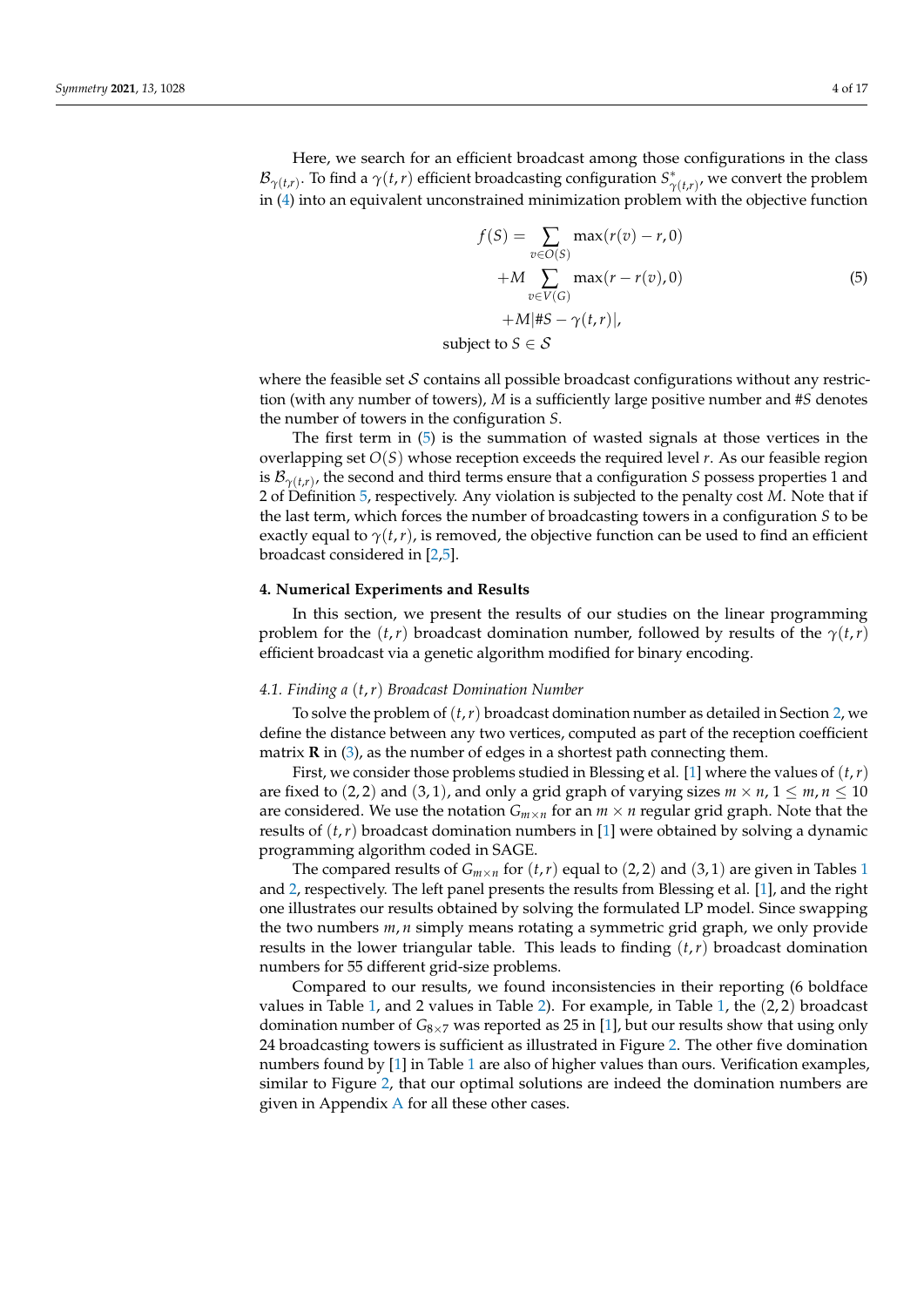Here, we search for an efficient broadcast among those configurations in the class $\mathcal{B}_{\gamma(t,r)}$. To find a $\gamma(t,r)$ efficient broadcasting configuration $S^*_{\gamma(t,r)}$, we convert the problem in (4) into an equivalent unconstrained minimization problem with the objective function

$$
\begin{aligned}
f(S) = & \sum_{v \in O(S)} \max(r(v) - r, 0) \\
& + M \sum_{v \in V(G)} \max(r - r(v), 0) \\
& + M |\#S - \gamma(t,r)|, \\
\text{subject to } & S \in \mathcal{S}
\end{aligned}
\tag{5}
$$

where the feasible set $\mathcal{S}$ contains all possible broadcast configurations without any restriction (with any number of towers), $M$ is a sufficiently large positive number and $\#S$ denotes the number of towers in the configuration $S$.

The first term in (5) is the summation of wasted signals at those vertices in the overlapping set $O(S)$ whose reception exceeds the required level $r$. As our feasible region is $\mathcal{B}_{\gamma(t,r)}$, the second and third terms ensure that a configuration $S$ possess properties 1 and 2 of Definition 5, respectively. Any violation is subjected to the penalty cost $M$. Note that if the last term, which forces the number of broadcasting towers in a configuration $S$ to be exactly equal to $\gamma(t,r)$, is removed, the objective function can be used to find an efficient broadcast considered in [2,5].

## 4. Numerical Experiments and Results

In this section, we present the results of our studies on the linear programming problem for the $(t,r)$ broadcast domination number, followed by results of the $\gamma(t,r)$ efficient broadcast via a genetic algorithm modified for binary encoding.

### *4.1. Finding a $(t,r)$ Broadcast Domination Number*

To solve the problem of $(t,r)$ broadcast domination number as detailed in Section 2, we define the distance between any two vertices, computed as part of the reception coefficient matrix $\mathbf{R}$ in (3), as the number of edges in a shortest path connecting them.

First, we consider those problems studied in Blessing et al. [1] where the values of $(t,r)$ are fixed to $(2,2)$ and $(3,1)$, and only a grid graph of varying sizes $m \times n$, $1 \leq m, n \leq 10$ are considered. We use the notation $G_{m \times n}$ for an $m \times n$ regular grid graph. Note that the results of $(t,r)$ broadcast domination numbers in [1] were obtained by solving a dynamic programming algorithm coded in SAGE.

The compared results of $G_{m \times n}$ for $(t,r)$ equal to $(2,2)$ and $(3,1)$ are given in Tables 1 and 2, respectively. The left panel presents the results from Blessing et al. [1], and the right one illustrates our results obtained by solving the formulated LP model. Since swapping the two numbers $m, n$ simply means rotating a symmetric grid graph, we only provide results in the lower triangular table. This leads to finding $(t,r)$ broadcast domination numbers for 55 different grid-size problems.

Compared to our results, we found inconsistencies in their reporting (6 boldface values in Table 1, and 2 values in Table 2). For example, in Table 1, the $(2,2)$ broadcast domination number of $G_{8 \times 7}$ was reported as 25 in [1], but our results show that using only 24 broadcasting towers is sufficient as illustrated in Figure 2. The other five domination numbers found by [1] in Table 1 are also of higher values than ours. Verification examples, similar to Figure 2, that our optimal solutions are indeed the domination numbers are given in Appendix A for all these other cases.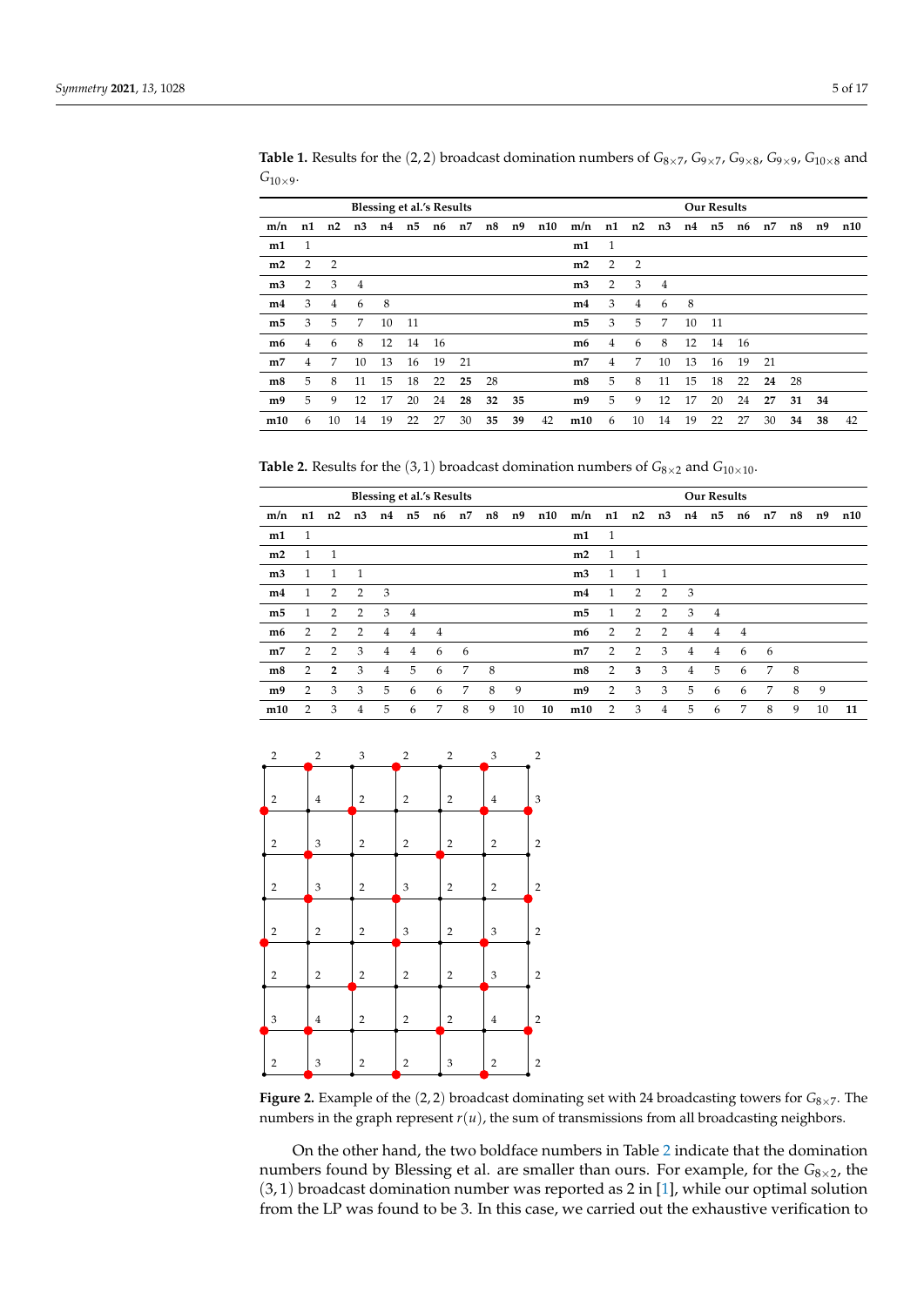**Table 1.** Results for the $(2,2)$ broadcast domination numbers of $G_{8\times 7}$, $G_{9\times 7}$, $G_{9\times 8}$, $G_{9\times 9}$, $G_{10\times 8}$ and $G_{10\times 9}$.

| | | | | Blessing et al.'s Results | | | | | | | | | | | Our Results | | | | | | |
|---|---|---|---|---|---|---|---|---|---|---|---|---|---|---|---|---|---|---|---|---|---|
| **m/n** | **n1** | **n2** | **n3** | **n4** | **n5** | **n6** | **n7** | **n8** | **n9** | **n10** | **m/n** | **n1** | **n2** | **n3** | **n4** | **n5** | **n6** | **n7** | **n8** | **n9** | **n10** |
| **m1** | 1 | | | | | | | | | | **m1** | 1 | | | | | | | | | |
| **m2** | 2 | 2 | | | | | | | | | **m2** | 2 | 2 | | | | | | | | |
| **m3** | 2 | 3 | 4 | | | | | | | | **m3** | 2 | 3 | 4 | | | | | | | |
| **m4** | 3 | 4 | 6 | 8 | | | | | | | **m4** | 3 | 4 | 6 | 8 | | | | | | |
| **m5** | 3 | 5 | 7 | 10 | 11 | | | | | | **m5** | 3 | 5 | 7 | 10 | 11 | | | | | |
| **m6** | 4 | 6 | 8 | 12 | 14 | 16 | | | | | **m6** | 4 | 6 | 8 | 12 | 14 | 16 | | | | |
| **m7** | 4 | 7 | 10 | 13 | 16 | 19 | 21 | | | | **m7** | 4 | 7 | 10 | 13 | 16 | 19 | 21 | | | |
| **m8** | 5 | 8 | 11 | 15 | 18 | 22 | **25** | 28 | | | **m8** | 5 | 8 | 11 | 15 | 18 | 22 | **24** | 28 | | |
| **m9** | 5 | 9 | 12 | 17 | 20 | 24 | **28** | **32** | **35** | | **m9** | 5 | 9 | 12 | 17 | 20 | 24 | **27** | **31** | **34** | |
| **m10** | 6 | 10 | 14 | 19 | 22 | 27 | 30 | **35** | **39** | 42 | **m10** | 6 | 10 | 14 | 19 | 22 | 27 | 30 | **34** | **38** | 42 |

**Table 2.** Results for the $(3,1)$ broadcast domination numbers of $G_{8\times 2}$ and $G_{10\times 10}$.

| | | | | Blessing et al.'s Results | | | | | | | | | | | Our Results | | | | | | |
|---|---|---|---|---|---|---|---|---|---|---|---|---|---|---|---|---|---|---|---|---|---|
| **m/n** | **n1** | **n2** | **n3** | **n4** | **n5** | **n6** | **n7** | **n8** | **n9** | **n10** | **m/n** | **n1** | **n2** | **n3** | **n4** | **n5** | **n6** | **n7** | **n8** | **n9** | **n10** |
| **m1** | 1 | | | | | | | | | | **m1** | 1 | | | | | | | | | |
| **m2** | 1 | 1 | | | | | | | | | **m2** | 1 | 1 | | | | | | | | |
| **m3** | 1 | 1 | 1 | | | | | | | | **m3** | 1 | 1 | 1 | | | | | | | |
| **m4** | 1 | 2 | 2 | 3 | | | | | | | **m4** | 1 | 2 | 2 | 3 | | | | | | |
| **m5** | 1 | 2 | 2 | 3 | 4 | | | | | | **m5** | 1 | 2 | 2 | 3 | 4 | | | | | |
| **m6** | 2 | 2 | 2 | 4 | 4 | 4 | | | | | **m6** | 2 | 2 | 2 | 4 | 4 | 4 | | | | |
| **m7** | 2 | 2 | 3 | 4 | 4 | 6 | 6 | | | | **m7** | 2 | 2 | 3 | 4 | 4 | 6 | 6 | | | |
| **m8** | 2 | **2** | 3 | 4 | 5 | 6 | 7 | 8 | | | **m8** | 2 | **3** | 3 | 4 | 5 | 6 | 7 | 8 | | |
| **m9** | 2 | 3 | 3 | 5 | 6 | 6 | 7 | 8 | 9 | | **m9** | 2 | 3 | 3 | 5 | 6 | 6 | 7 | 8 | 9 | |
| **m10** | 2 | 3 | 4 | 5 | 6 | 7 | 8 | 9 | 10 | **10** | **m10** | 2 | 3 | 4 | 5 | 6 | 7 | 8 | 9 | 10 | **11** |

**Figure 2.** Example of the $(2,2)$ broadcast dominating set with 24 broadcasting towers for $G_{8\times 7}$. The numbers in the graph represent $r(u)$, the sum of transmissions from all broadcasting neighbors.

On the other hand, the two boldface numbers in Table 2 indicate that the domination numbers found by Blessing et al. are smaller than ours. For example, for the $G_{8\times 2}$, the $(3,1)$ broadcast domination number was reported as 2 in [1], while our optimal solution from the LP was found to be 3. In this case, we carried out the exhaustive verification to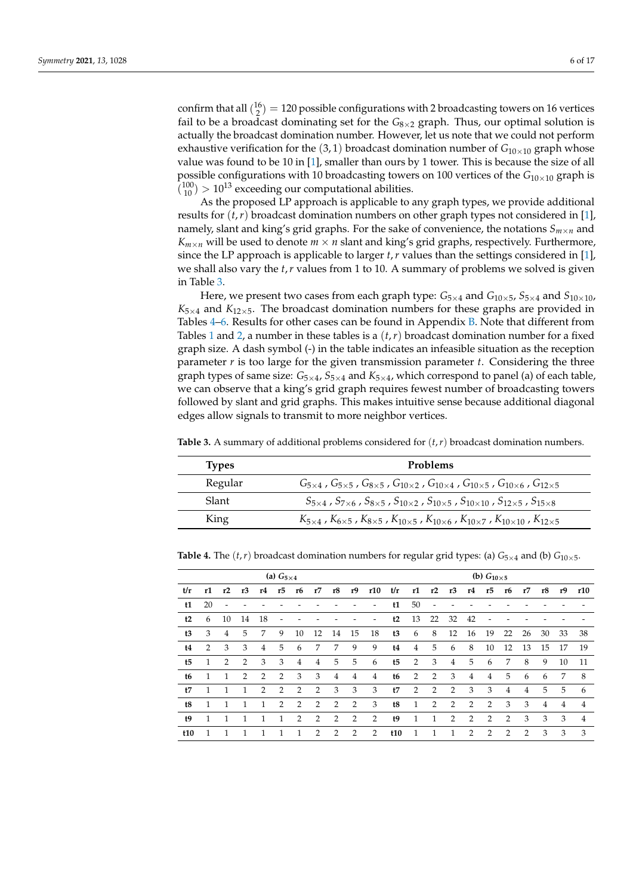confirm that all $\binom{16}{2} = 120$ possible configurations with 2 broadcasting towers on 16 vertices fail to be a broadcast dominating set for the $G_{8\times2}$ graph. Thus, our optimal solution is actually the broadcast domination number. However, let us note that we could not perform exhaustive verification for the $(3,1)$ broadcast domination number of $G_{10\times10}$ graph whose value was found to be 10 in [1], smaller than ours by 1 tower. This is because the size of all possible configurations with 10 broadcasting towers on 100 vertices of the $G_{10\times10}$ graph is $\binom{100}{10} > 10^{13}$ exceeding our computational abilities.

As the proposed LP approach is applicable to any graph types, we provide additional results for $(t,r)$ broadcast domination numbers on other graph types not considered in [1], namely, slant and king's grid graphs. For the sake of convenience, the notations $S_{m\times n}$ and $K_{m\times n}$ will be used to denote $m \times n$ slant and king's grid graphs, respectively. Furthermore, since the LP approach is applicable to larger $t, r$ values than the settings considered in [1], we shall also vary the $t, r$ values from 1 to 10. A summary of problems we solved is given in Table 3.

Here, we present two cases from each graph type: $G_{5\times4}$ and $G_{10\times5}$, $S_{5\times4}$ and $S_{10\times10}$, $K_{5\times4}$ and $K_{12\times5}$. The broadcast domination numbers for these graphs are provided in Tables 4–6. Results for other cases can be found in Appendix B. Note that different from Tables 1 and 2, a number in these tables is a $(t,r)$ broadcast domination number for a fixed graph size. A dash symbol (-) in the table indicates an infeasible situation as the reception parameter $r$ is too large for the given transmission parameter $t$. Considering the three graph types of same size: $G_{5\times4}$, $S_{5\times4}$ and $K_{5\times4}$, which correspond to panel (a) of each table, we can observe that a king's grid graph requires fewest number of broadcasting towers followed by slant and grid graphs. This makes intuitive sense because additional diagonal edges allow signals to transmit to more neighbor vertices.

**Table 3.** A summary of additional problems considered for $(t,r)$ broadcast domination numbers.

| Types | Problems |
|---|---|
| Regular | $G_{5\times4}$, $G_{5\times5}$, $G_{8\times5}$, $G_{10\times2}$, $G_{10\times4}$, $G_{10\times5}$, $G_{10\times6}$, $G_{12\times5}$ |
| Slant | $S_{5\times4}$, $S_{7\times6}$, $S_{8\times5}$, $S_{10\times2}$, $S_{10\times5}$, $S_{10\times10}$, $S_{12\times5}$, $S_{15\times8}$ |
| King | $K_{5\times4}$, $K_{6\times5}$, $K_{8\times5}$, $K_{10\times5}$, $K_{10\times6}$, $K_{10\times7}$, $K_{10\times10}$, $K_{12\times5}$ |

**Table 4.** The $(t,r)$ broadcast domination numbers for regular grid types: (a) $G_{5\times4}$ and (b) $G_{10\times5}$.

| (a) $G_{5\times4}$ | | | | | | | | | | | (b) $G_{10\times5}$ | | | | | | | | | | |
|---|---|---|---|---|---|---|---|---|---|---|---|---|---|---|---|---|---|---|---|---|---|
| **t/r** | **r1** | **r2** | **r3** | **r4** | **r5** | **r6** | **r7** | **r8** | **r9** | **r10** | **t/r** | **r1** | **r2** | **r3** | **r4** | **r5** | **r6** | **r7** | **r8** | **r9** | **r10** |
| **t1** | 20 | - | - | - | - | - | - | - | - | - | **t1** | 50 | - | - | - | - | - | - | - | - | - |
| **t2** | 6 | 10 | 14 | 18 | - | - | - | - | - | - | **t2** | 13 | 22 | 32 | 42 | - | - | - | - | - | - |
| **t3** | 3 | 4 | 5 | 7 | 9 | 10 | 12 | 14 | 15 | 18 | **t3** | 6 | 8 | 12 | 16 | 19 | 22 | 26 | 30 | 33 | 38 |
| **t4** | 2 | 3 | 3 | 4 | 5 | 6 | 7 | 7 | 9 | 9 | **t4** | 4 | 5 | 6 | 8 | 10 | 12 | 13 | 15 | 17 | 19 |
| **t5** | 1 | 2 | 2 | 3 | 3 | 4 | 4 | 5 | 5 | 6 | **t5** | 2 | 3 | 4 | 5 | 6 | 7 | 8 | 9 | 10 | 11 |
| **t6** | 1 | 1 | 2 | 2 | 2 | 3 | 3 | 4 | 4 | 4 | **t6** | 2 | 2 | 3 | 4 | 4 | 5 | 6 | 6 | 7 | 8 |
| **t7** | 1 | 1 | 1 | 2 | 2 | 2 | 2 | 3 | 3 | 3 | **t7** | 2 | 2 | 2 | 3 | 3 | 4 | 4 | 5 | 5 | 6 |
| **t8** | 1 | 1 | 1 | 1 | 2 | 2 | 2 | 2 | 2 | 3 | **t8** | 1 | 2 | 2 | 2 | 2 | 3 | 3 | 4 | 4 | 4 |
| **t9** | 1 | 1 | 1 | 1 | 1 | 2 | 2 | 2 | 2 | 2 | **t9** | 1 | 1 | 2 | 2 | 2 | 2 | 3 | 3 | 3 | 4 |
| **t10** | 1 | 1 | 1 | 1 | 1 | 1 | 2 | 2 | 2 | 2 | **t10** | 1 | 1 | 1 | 2 | 2 | 2 | 2 | 3 | 3 | 3 |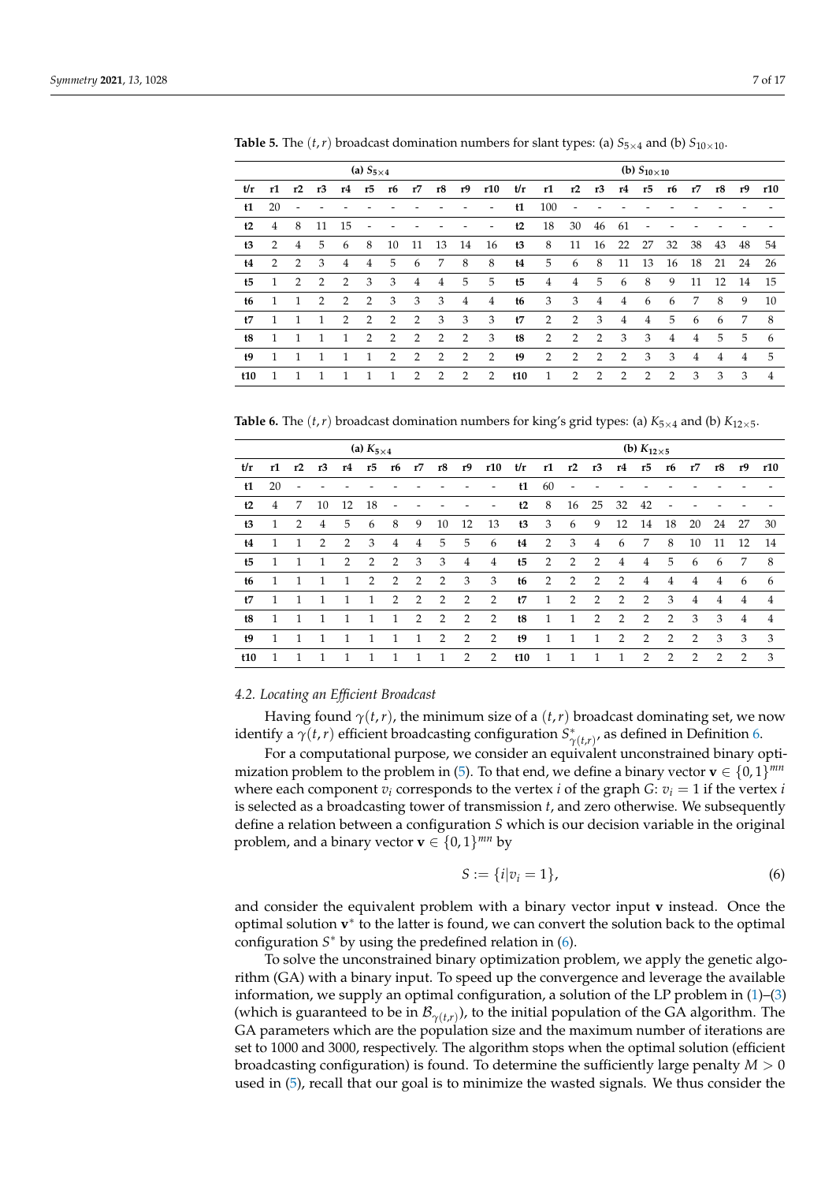**Table 5.** The $(t, r)$ broadcast domination numbers for slant types: (a) $S_{5\times4}$ and (b) $S_{10\times10}$.

| (a) $S_{5\times4}$ | | | | | | | | | | | (b) $S_{10\times10}$ | | | | | | | | | | |
|---|---|---|---|---|---|---|---|---|---|---|---|---|---|---|---|---|---|---|---|---|---|
| **t/r** | **r1** | **r2** | **r3** | **r4** | **r5** | **r6** | **r7** | **r8** | **r9** | **r10** | **t/r** | **r1** | **r2** | **r3** | **r4** | **r5** | **r6** | **r7** | **r8** | **r9** | **r10** |
| **t1** | 20 | - | - | - | - | - | - | - | - | - | **t1** | 100 | - | - | - | - | - | - | - | - | - |
| **t2** | 4 | 8 | 11 | 15 | - | - | - | - | - | - | **t2** | 18 | 30 | 46 | 61 | - | - | - | - | - | - |
| **t3** | 2 | 4 | 5 | 6 | 8 | 10 | 11 | 13 | 14 | 16 | **t3** | 8 | 11 | 16 | 22 | 27 | 32 | 38 | 43 | 48 | 54 |
| **t4** | 2 | 2 | 3 | 4 | 4 | 5 | 6 | 7 | 8 | 8 | **t4** | 5 | 6 | 8 | 11 | 13 | 16 | 18 | 21 | 24 | 26 |
| **t5** | 1 | 2 | 2 | 2 | 3 | 3 | 4 | 4 | 5 | 5 | **t5** | 4 | 4 | 5 | 6 | 8 | 9 | 11 | 12 | 14 | 15 |
| **t6** | 1 | 1 | 2 | 2 | 2 | 3 | 3 | 3 | 4 | 4 | **t6** | 3 | 3 | 4 | 4 | 6 | 6 | 7 | 8 | 9 | 10 |
| **t7** | 1 | 1 | 1 | 2 | 2 | 2 | 2 | 3 | 3 | 3 | **t7** | 2 | 2 | 3 | 4 | 4 | 5 | 6 | 6 | 7 | 8 |
| **t8** | 1 | 1 | 1 | 1 | 2 | 2 | 2 | 2 | 2 | 3 | **t8** | 2 | 2 | 2 | 3 | 3 | 4 | 4 | 5 | 5 | 6 |
| **t9** | 1 | 1 | 1 | 1 | 1 | 2 | 2 | 2 | 2 | 2 | **t9** | 2 | 2 | 2 | 2 | 3 | 3 | 4 | 4 | 4 | 5 |
| **t10** | 1 | 1 | 1 | 1 | 1 | 1 | 2 | 2 | 2 | 2 | **t10** | 1 | 2 | 2 | 2 | 2 | 2 | 3 | 3 | 3 | 4 |

**Table 6.** The $(t, r)$ broadcast domination numbers for king's grid types: (a) $K_{5\times4}$ and (b) $K_{12\times5}$.

| (a) $K_{5\times4}$ | | | | | | | | | | | (b) $K_{12\times5}$ | | | | | | | | | | |
|---|---|---|---|---|---|---|---|---|---|---|---|---|---|---|---|---|---|---|---|---|---|
| **t/r** | **r1** | **r2** | **r3** | **r4** | **r5** | **r6** | **r7** | **r8** | **r9** | **r10** | **t/r** | **r1** | **r2** | **r3** | **r4** | **r5** | **r6** | **r7** | **r8** | **r9** | **r10** |
| **t1** | 20 | - | - | - | - | - | - | - | - | - | **t1** | 60 | - | - | - | - | - | - | - | - | - |
| **t2** | 4 | 7 | 10 | 12 | 18 | - | - | - | - | - | **t2** | 8 | 16 | 25 | 32 | 42 | - | - | - | - | - |
| **t3** | 1 | 2 | 4 | 5 | 6 | 8 | 9 | 10 | 12 | 13 | **t3** | 3 | 6 | 9 | 12 | 14 | 18 | 20 | 24 | 27 | 30 |
| **t4** | 1 | 1 | 2 | 2 | 3 | 4 | 4 | 5 | 5 | 6 | **t4** | 2 | 3 | 4 | 6 | 7 | 8 | 10 | 11 | 12 | 14 |
| **t5** | 1 | 1 | 1 | 2 | 2 | 2 | 3 | 3 | 4 | 4 | **t5** | 2 | 2 | 2 | 4 | 4 | 5 | 6 | 6 | 7 | 8 |
| **t6** | 1 | 1 | 1 | 1 | 2 | 2 | 2 | 2 | 3 | 3 | **t6** | 2 | 2 | 2 | 2 | 4 | 4 | 4 | 4 | 6 | 6 |
| **t7** | 1 | 1 | 1 | 1 | 1 | 2 | 2 | 2 | 2 | 2 | **t7** | 1 | 2 | 2 | 2 | 2 | 3 | 4 | 4 | 4 | 4 |
| **t8** | 1 | 1 | 1 | 1 | 1 | 1 | 2 | 2 | 2 | 2 | **t8** | 1 | 1 | 2 | 2 | 2 | 2 | 3 | 3 | 4 | 4 |
| **t9** | 1 | 1 | 1 | 1 | 1 | 1 | 1 | 2 | 2 | 2 | **t9** | 1 | 1 | 1 | 2 | 2 | 2 | 2 | 3 | 3 | 3 |
| **t10** | 1 | 1 | 1 | 1 | 1 | 1 | 1 | 1 | 2 | 2 | **t10** | 1 | 1 | 1 | 1 | 2 | 2 | 2 | 2 | 2 | 3 |

### 4.2. Locating an Efficient Broadcast

Having found $\gamma(t, r)$, the minimum size of a $(t, r)$ broadcast dominating set, we now identify a $\gamma(t, r)$ efficient broadcasting configuration $S^*_{\gamma(t,r)}$, as defined in Definition 6.

For a computational purpose, we consider an equivalent unconstrained binary optimization problem to the problem in (5). To that end, we define a binary vector $\mathbf{v} \in \{0, 1\}^{mn}$ where each component $v_i$ corresponds to the vertex $i$ of the graph $G$: $v_i = 1$ if the vertex $i$ is selected as a broadcasting tower of transmission $t$, and zero otherwise. We subsequently define a relation between a configuration $S$ which is our decision variable in the original problem, and a binary vector $\mathbf{v} \in \{0, 1\}^{mn}$ by

$$S := \{i | v_i = 1\}, \tag{6}$$

and consider the equivalent problem with a binary vector input $\mathbf{v}$ instead. Once the optimal solution $\mathbf{v}^*$ to the latter is found, we can convert the solution back to the optimal configuration $S^*$ by using the predefined relation in (6).

To solve the unconstrained binary optimization problem, we apply the genetic algorithm (GA) with a binary input. To speed up the convergence and leverage the available information, we supply an optimal configuration, a solution of the LP problem in (1)–(3) (which is guaranteed to be in $\mathcal{B}_{\gamma(t,r)}$), to the initial population of the GA algorithm. The GA parameters which are the population size and the maximum number of iterations are set to 1000 and 3000, respectively. The algorithm stops when the optimal solution (efficient broadcasting configuration) is found. To determine the sufficiently large penalty $M > 0$ used in (5), recall that our goal is to minimize the wasted signals. We thus consider the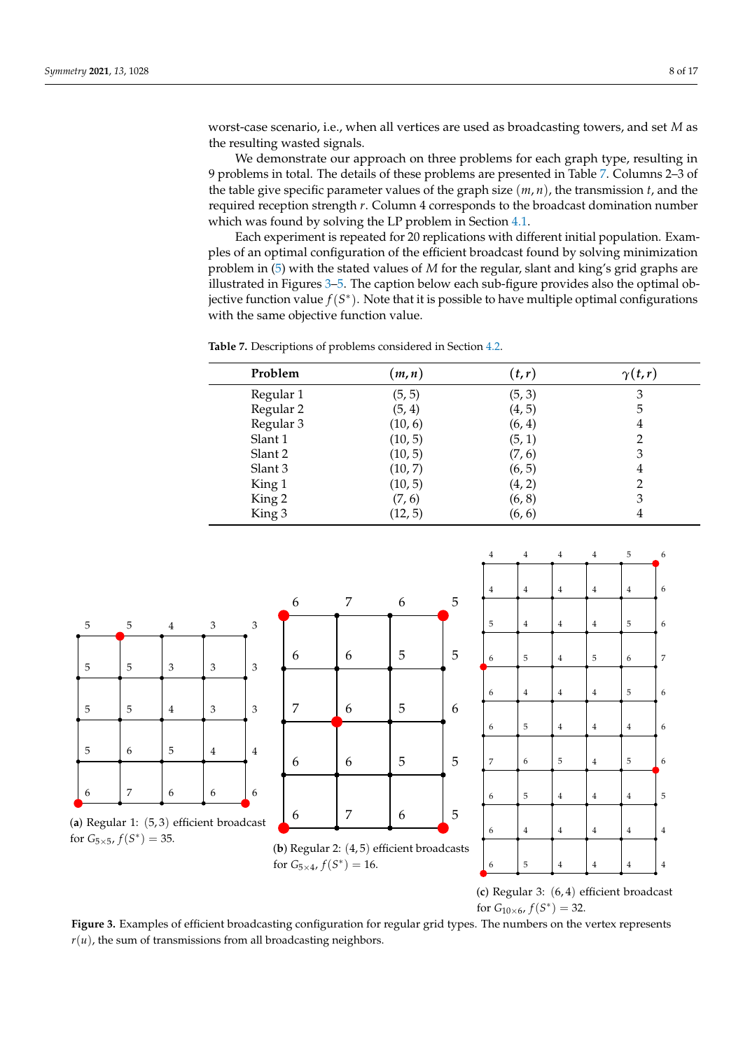worst-case scenario, i.e., when all vertices are used as broadcasting towers, and set $M$ as the resulting wasted signals.

We demonstrate our approach on three problems for each graph type, resulting in 9 problems in total. The details of these problems are presented in Table 7. Columns 2–3 of the table give specific parameter values of the graph size $(m, n)$, the transmission $t$, and the required reception strength $r$. Column 4 corresponds to the broadcast domination number which was found by solving the LP problem in Section 4.1.

Each experiment is repeated for 20 replications with different initial population. Examples of an optimal configuration of the efficient broadcast found by solving minimization problem in (5) with the stated values of $M$ for the regular, slant and king's grid graphs are illustrated in Figures 3–5. The caption below each sub-figure provides also the optimal objective function value $f(S^*)$. Note that it is possible to have multiple optimal configurations with the same objective function value.

**Table 7.** Descriptions of problems considered in Section 4.2.

| Problem | $(m, n)$ | $(t, r)$ | $\gamma(t, r)$ |
|---|---|---|---|
| Regular 1 | (5, 5) | (5, 3) | 3 |
| Regular 2 | (5, 4) | (4, 5) | 5 |
| Regular 3 | (10, 6) | (6, 4) | 4 |
| Slant 1 | (10, 5) | (5, 1) | 2 |
| Slant 2 | (10, 5) | (7, 6) | 3 |
| Slant 3 | (10, 7) | (6, 5) | 4 |
| King 1 | (10, 5) | (4, 2) | 2 |
| King 2 | (7, 6) | (6, 8) | 3 |
| King 3 | (12, 5) | (6, 6) | 4 |

(**a**) Regular 1: $(5, 3)$ efficient broadcast for $G_{5\times5}$, $f(S^*) = 35$.

(**b**) Regular 2: $(4, 5)$ efficient broadcasts for $G_{5\times4}$, $f(S^*) = 16$.

(**c**) Regular 3: $(6, 4)$ efficient broadcast for $G_{10\times6}$, $f(S^*) = 32$.

**Figure 3.** Examples of efficient broadcasting configuration for regular grid types. The numbers on the vertex represents $r(u)$, the sum of transmissions from all broadcasting neighbors.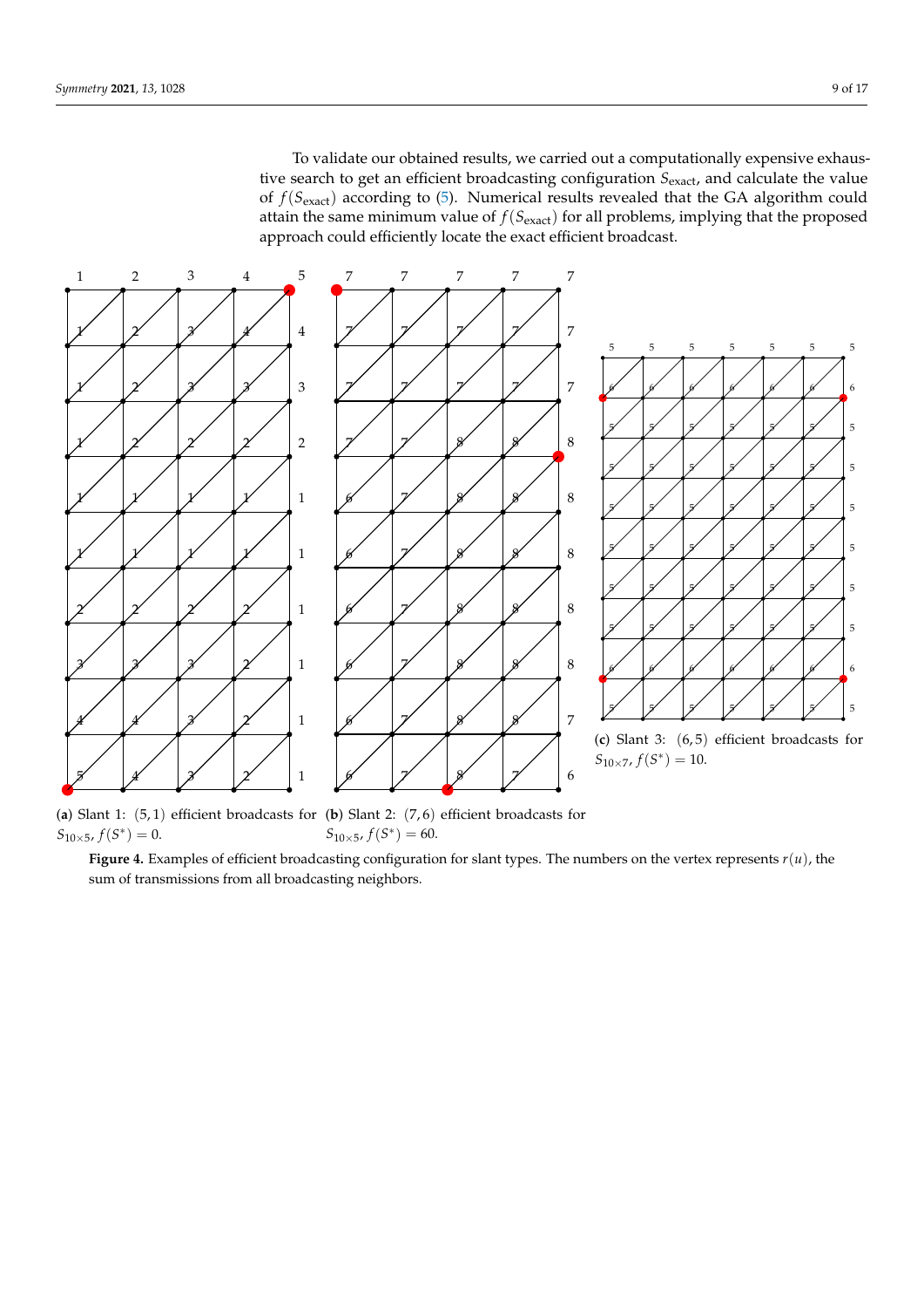To validate our obtained results, we carried out a computationally expensive exhaustive search to get an efficient broadcasting configuration $S_{\text{exact}}$, and calculate the value of $f(S_{\text{exact}})$ according to (5). Numerical results revealed that the GA algorithm could attain the same minimum value of $f(S_{\text{exact}})$ for all problems, implying that the proposed approach could efficiently locate the exact efficient broadcast.

(**a**) Slant 1: $(5,1)$ efficient broadcasts for $S_{10\times5}$, $f(S^*) = 0$.

(**b**) Slant 2: $(7,6)$ efficient broadcasts for $S_{10\times5}$, $f(S^*) = 60$.

(**c**) Slant 3: $(6,5)$ efficient broadcasts for $S_{10\times7}$, $f(S^*) = 10$.

**Figure 4.** Examples of efficient broadcasting configuration for slant types. The numbers on the vertex represents $r(u)$, the sum of transmissions from all broadcasting neighbors.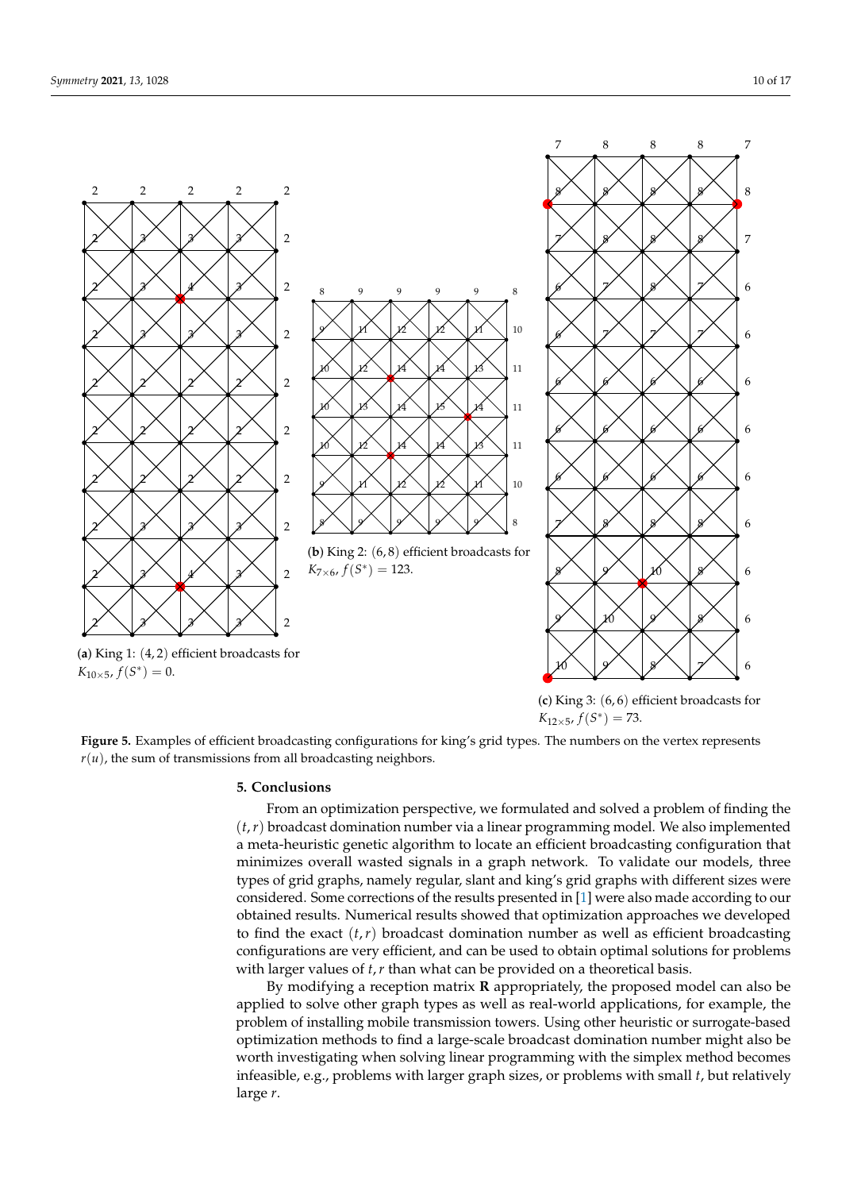(**a**) King 1: $(4,2)$ efficient broadcasts for $K_{10\times 5}$, $f(S^*) = 0$.

(**b**) King 2: $(6,8)$ efficient broadcasts for $K_{7\times 6}$, $f(S^*) = 123$.

(**c**) King 3: $(6,6)$ efficient broadcasts for $K_{12\times 5}$, $f(S^*) = 73$.

**Figure 5.** Examples of efficient broadcasting configurations for king's grid types. The numbers on the vertex represents $r(u)$, the sum of transmissions from all broadcasting neighbors.

## 5. Conclusions

From an optimization perspective, we formulated and solved a problem of finding the $(t,r)$ broadcast domination number via a linear programming model. We also implemented a meta-heuristic genetic algorithm to locate an efficient broadcasting configuration that minimizes overall wasted signals in a graph network. To validate our models, three types of grid graphs, namely regular, slant and king's grid graphs with different sizes were considered. Some corrections of the results presented in [1] were also made according to our obtained results. Numerical results showed that optimization approaches we developed to find the exact $(t,r)$ broadcast domination number as well as efficient broadcasting configurations are very efficient, and can be used to obtain optimal solutions for problems with larger values of $t,r$ than what can be provided on a theoretical basis.

By modifying a reception matrix $\mathbf{R}$ appropriately, the proposed model can also be applied to solve other graph types as well as real-world applications, for example, the problem of installing mobile transmission towers. Using other heuristic or surrogate-based optimization methods to find a large-scale broadcast domination number might also be worth investigating when solving linear programming with the simplex method becomes infeasible, e.g., problems with larger graph sizes, or problems with small $t$, but relatively large $r$.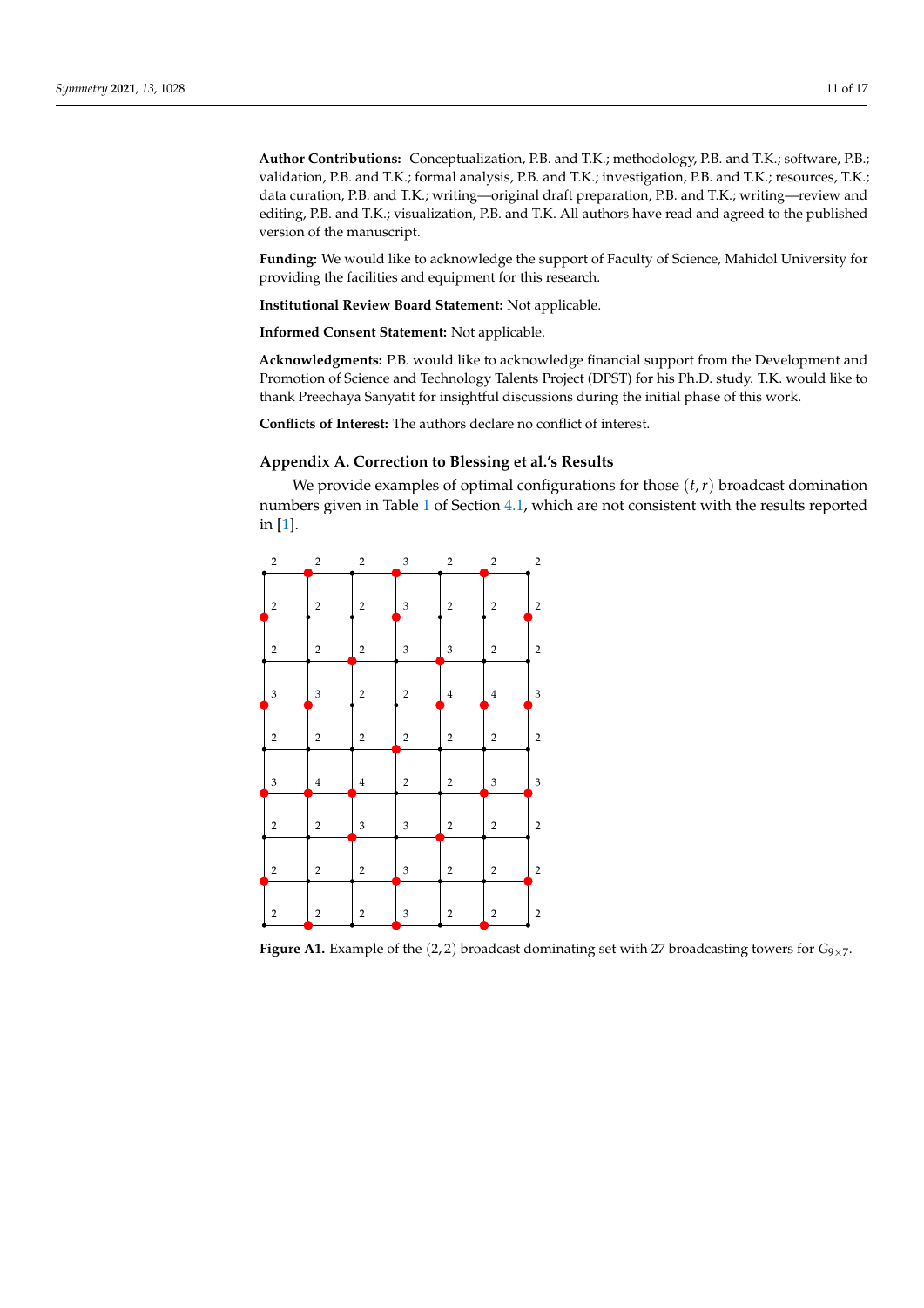**Author Contributions:** Conceptualization, P.B. and T.K.; methodology, P.B. and T.K.; software, P.B.; validation, P.B. and T.K.; formal analysis, P.B. and T.K.; investigation, P.B. and T.K.; resources, T.K.; data curation, P.B. and T.K.; writing—original draft preparation, P.B. and T.K.; writing—review and editing, P.B. and T.K.; visualization, P.B. and T.K. All authors have read and agreed to the published version of the manuscript.

**Funding:** We would like to acknowledge the support of Faculty of Science, Mahidol University for providing the facilities and equipment for this research.

**Institutional Review Board Statement:** Not applicable.

**Informed Consent Statement:** Not applicable.

**Acknowledgments:** P.B. would like to acknowledge financial support from the Development and Promotion of Science and Technology Talents Project (DPST) for his Ph.D. study. T.K. would like to thank Preechaya Sanyatit for insightful discussions during the initial phase of this work.

**Conflicts of Interest:** The authors declare no conflict of interest.

## Appendix A. Correction to Blessing et al.'s Results

We provide examples of optimal configurations for those $(t, r)$ broadcast domination numbers given in Table 1 of Section 4.1, which are not consistent with the results reported in [1].

**Figure A1.** Example of the $(2, 2)$ broadcast dominating set with 27 broadcasting towers for $G_{9\times7}$.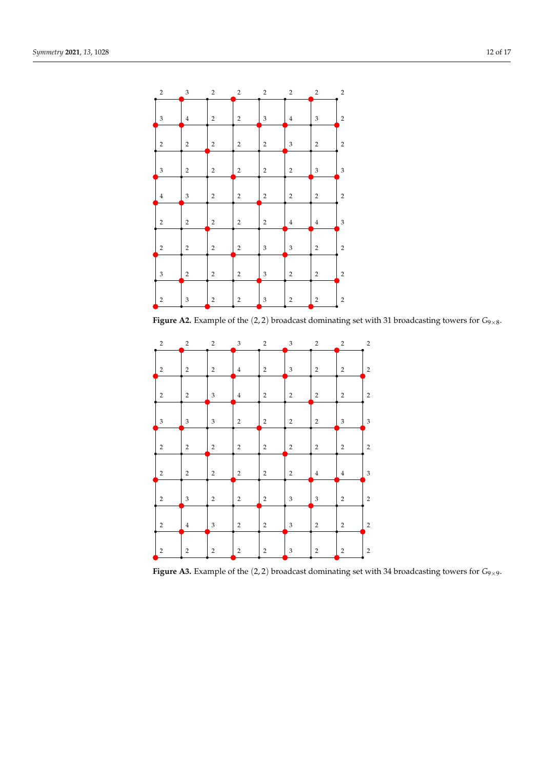**Figure A2.** Example of the $(2,2)$ broadcast dominating set with 31 broadcasting towers for $G_{9\times8}$.

**Figure A3.** Example of the $(2,2)$ broadcast dominating set with 34 broadcasting towers for $G_{9\times9}$.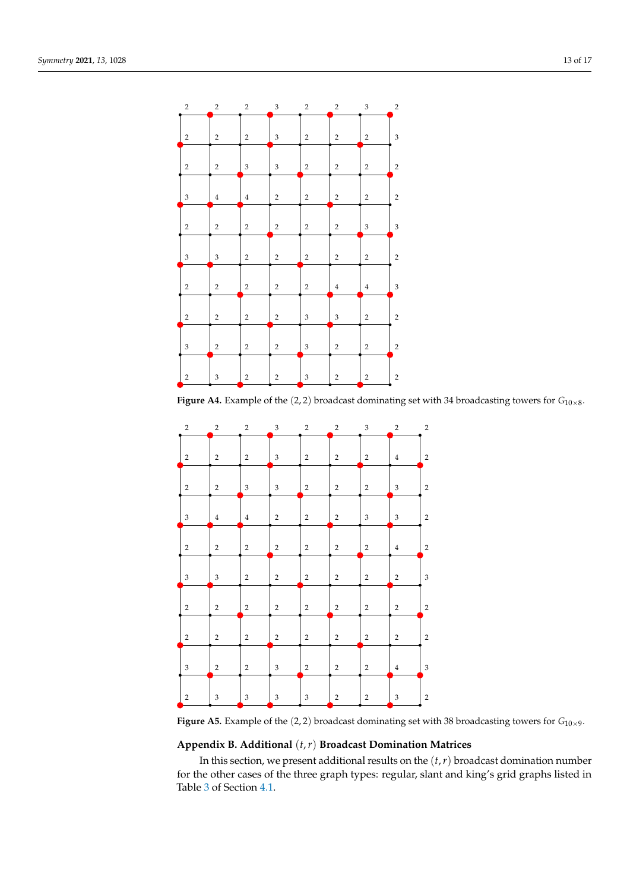**Figure A4.** Example of the $(2,2)$ broadcast dominating set with 34 broadcasting towers for $G_{10\times 8}$.

**Figure A5.** Example of the $(2,2)$ broadcast dominating set with 38 broadcasting towers for $G_{10\times 9}$.

## Appendix B. Additional $(t,r)$ Broadcast Domination Matrices

In this section, we present additional results on the $(t,r)$ broadcast domination number for the other cases of the three graph types: regular, slant and king's grid graphs listed in Table 3 of Section 4.1.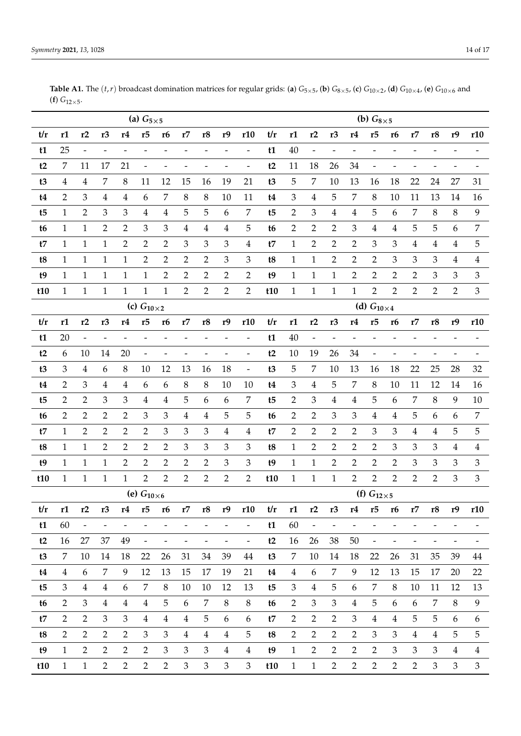**Table A1.** The $(t, r)$ broadcast domination matrices for regular grids: (**a**) $G_{5\times5}$, (**b**) $G_{8\times5}$, (**c**) $G_{10\times2}$, (**d**) $G_{10\times4}$, (**e**) $G_{10\times6}$ and (**f**) $G_{12\times5}$.

| (a) $G_{5\times5}$ | | | | | | | | | | | (b) $G_{8\times5}$ | | | | | | | | | | |
|---|---|---|---|---|---|---|---|---|---|---|---|---|---|---|---|---|---|---|---|---|---|
| **t/r** | **r1** | **r2** | **r3** | **r4** | **r5** | **r6** | **r7** | **r8** | **r9** | **r10** | **t/r** | **r1** | **r2** | **r3** | **r4** | **r5** | **r6** | **r7** | **r8** | **r9** | **r10** |
| **t1** | 25 | - | - | - | - | - | - | - | - | - | **t1** | 40 | - | - | - | - | - | - | - | - | - |
| **t2** | 7 | 11 | 17 | 21 | - | - | - | - | - | - | **t2** | 11 | 18 | 26 | 34 | - | - | - | - | - | - |
| **t3** | 4 | 4 | 7 | 8 | 11 | 12 | 15 | 16 | 19 | 21 | **t3** | 5 | 7 | 10 | 13 | 16 | 18 | 22 | 24 | 27 | 31 |
| **t4** | 2 | 3 | 4 | 4 | 6 | 7 | 8 | 8 | 10 | 11 | **t4** | 3 | 4 | 5 | 7 | 8 | 10 | 11 | 13 | 14 | 16 |
| **t5** | 1 | 2 | 3 | 3 | 4 | 4 | 5 | 5 | 6 | 7 | **t5** | 2 | 3 | 4 | 4 | 5 | 6 | 7 | 8 | 8 | 9 |
| **t6** | 1 | 1 | 2 | 2 | 3 | 3 | 4 | 4 | 4 | 5 | **t6** | 2 | 2 | 2 | 3 | 4 | 4 | 5 | 5 | 6 | 7 |
| **t7** | 1 | 1 | 1 | 2 | 2 | 2 | 3 | 3 | 3 | 4 | **t7** | 1 | 2 | 2 | 2 | 3 | 3 | 4 | 4 | 4 | 5 |
| **t8** | 1 | 1 | 1 | 1 | 2 | 2 | 2 | 2 | 3 | 3 | **t8** | 1 | 1 | 2 | 2 | 2 | 3 | 3 | 3 | 4 | 4 |
| **t9** | 1 | 1 | 1 | 1 | 1 | 2 | 2 | 2 | 2 | 2 | **t9** | 1 | 1 | 1 | 2 | 2 | 2 | 2 | 3 | 3 | 3 |
| **t10** | 1 | 1 | 1 | 1 | 1 | 1 | 2 | 2 | 2 | 2 | **t10** | 1 | 1 | 1 | 1 | 2 | 2 | 2 | 2 | 2 | 3 |
| (c) $G_{10\times2}$ | | | | | | | | | | | (d) $G_{10\times4}$ | | | | | | | | | | |
| **t/r** | **r1** | **r2** | **r3** | **r4** | **r5** | **r6** | **r7** | **r8** | **r9** | **r10** | **t/r** | **r1** | **r2** | **r3** | **r4** | **r5** | **r6** | **r7** | **r8** | **r9** | **r10** |
| **t1** | 20 | - | - | - | - | - | - | - | - | - | **t1** | 40 | - | - | - | - | - | - | - | - | - |
| **t2** | 6 | 10 | 14 | 20 | - | - | - | - | - | - | **t2** | 10 | 19 | 26 | 34 | - | - | - | - | - | - |
| **t3** | 3 | 4 | 6 | 8 | 10 | 12 | 13 | 16 | 18 | - | **t3** | 5 | 7 | 10 | 13 | 16 | 18 | 22 | 25 | 28 | 32 |
| **t4** | 2 | 3 | 4 | 4 | 6 | 6 | 8 | 8 | 10 | 10 | **t4** | 3 | 4 | 5 | 7 | 8 | 10 | 11 | 12 | 14 | 16 |
| **t5** | 2 | 2 | 3 | 3 | 4 | 4 | 5 | 6 | 6 | 7 | **t5** | 2 | 3 | 4 | 4 | 5 | 6 | 7 | 8 | 9 | 10 |
| **t6** | 2 | 2 | 2 | 2 | 3 | 3 | 4 | 4 | 5 | 5 | **t6** | 2 | 2 | 3 | 3 | 4 | 4 | 5 | 6 | 6 | 7 |
| **t7** | 1 | 2 | 2 | 2 | 2 | 3 | 3 | 3 | 4 | 4 | **t7** | 2 | 2 | 2 | 2 | 3 | 3 | 4 | 4 | 5 | 5 |
| **t8** | 1 | 1 | 2 | 2 | 2 | 2 | 3 | 3 | 3 | 3 | **t8** | 1 | 2 | 2 | 2 | 2 | 3 | 3 | 3 | 4 | 4 |
| **t9** | 1 | 1 | 1 | 2 | 2 | 2 | 2 | 2 | 3 | 3 | **t9** | 1 | 1 | 2 | 2 | 2 | 2 | 3 | 3 | 3 | 3 |
| **t10** | 1 | 1 | 1 | 1 | 2 | 2 | 2 | 2 | 2 | 2 | **t10** | 1 | 1 | 1 | 2 | 2 | 2 | 2 | 2 | 3 | 3 |
| (e) $G_{10\times6}$ | | | | | | | | | | | (f) $G_{12\times5}$ | | | | | | | | | | |
| **t/r** | **r1** | **r2** | **r3** | **r4** | **r5** | **r6** | **r7** | **r8** | **r9** | **r10** | **t/r** | **r1** | **r2** | **r3** | **r4** | **r5** | **r6** | **r7** | **r8** | **r9** | **r10** |
| **t1** | 60 | - | - | - | - | - | - | - | - | - | **t1** | 60 | - | - | - | - | - | - | - | - | - |
| **t2** | 16 | 27 | 37 | 49 | - | - | - | - | - | - | **t2** | 16 | 26 | 38 | 50 | - | - | - | - | - | - |
| **t3** | 7 | 10 | 14 | 18 | 22 | 26 | 31 | 34 | 39 | 44 | **t3** | 7 | 10 | 14 | 18 | 22 | 26 | 31 | 35 | 39 | 44 |
| **t4** | 4 | 6 | 7 | 9 | 12 | 13 | 15 | 17 | 19 | 21 | **t4** | 4 | 6 | 7 | 9 | 12 | 13 | 15 | 17 | 20 | 22 |
| **t5** | 3 | 4 | 4 | 6 | 7 | 8 | 10 | 10 | 12 | 13 | **t5** | 3 | 4 | 5 | 6 | 7 | 8 | 10 | 11 | 12 | 13 |
| **t6** | 2 | 3 | 4 | 4 | 4 | 5 | 6 | 7 | 8 | 8 | **t6** | 2 | 3 | 3 | 4 | 5 | 6 | 6 | 7 | 8 | 9 |
| **t7** | 2 | 2 | 3 | 3 | 4 | 4 | 4 | 5 | 6 | 6 | **t7** | 2 | 2 | 2 | 3 | 4 | 4 | 5 | 5 | 6 | 6 |
| **t8** | 2 | 2 | 2 | 2 | 3 | 3 | 4 | 4 | 4 | 5 | **t8** | 2 | 2 | 2 | 2 | 3 | 3 | 4 | 4 | 5 | 5 |
| **t9** | 1 | 2 | 2 | 2 | 2 | 3 | 3 | 3 | 4 | 4 | **t9** | 1 | 2 | 2 | 2 | 2 | 3 | 3 | 3 | 4 | 4 |
| **t10** | 1 | 1 | 2 | 2 | 2 | 2 | 3 | 3 | 3 | 3 | **t10** | 1 | 1 | 2 | 2 | 2 | 2 | 2 | 3 | 3 | 3 |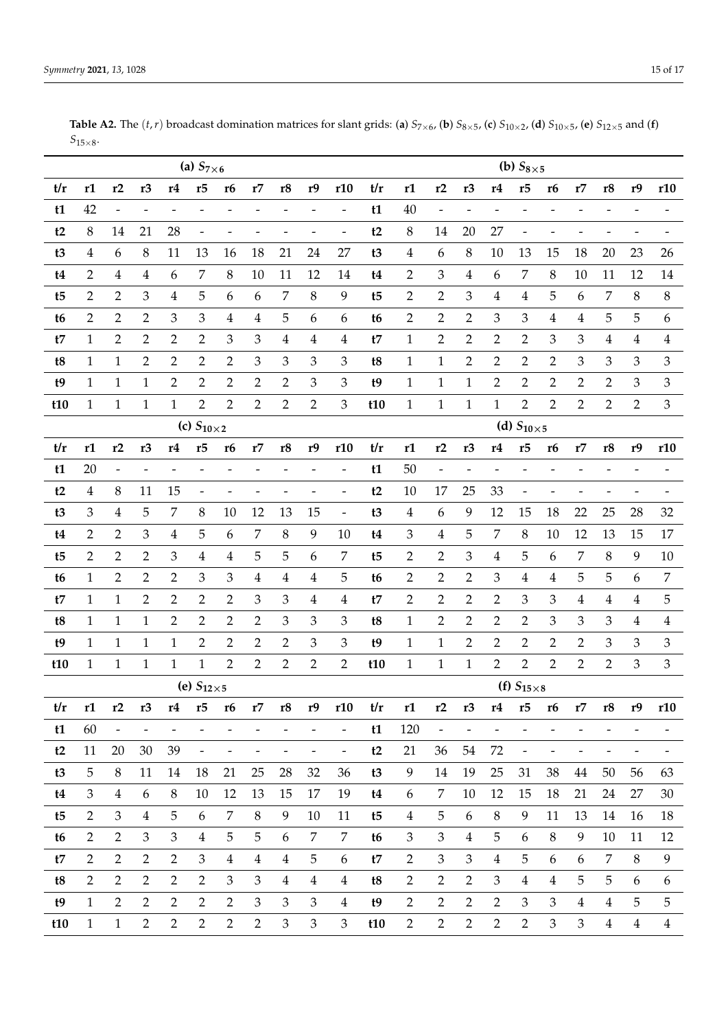**Table A2.** The $(t, r)$ broadcast domination matrices for slant grids: (**a**) $S_{7\times6}$, (**b**) $S_{8\times5}$, (**c**) $S_{10\times2}$, (**d**) $S_{10\times5}$, (**e**) $S_{12\times5}$ and (**f**) $S_{15\times8}$.

| (a) $S_{7\times6}$ | | | | | | | | | | | (b) $S_{8\times5}$ | | | | | | | | | | |
|---|---|---|---|---|---|---|---|---|---|---|---|---|---|---|---|---|---|---|---|---|---|
| **t/r** | **r1** | **r2** | **r3** | **r4** | **r5** | **r6** | **r7** | **r8** | **r9** | **r10** | **t/r** | **r1** | **r2** | **r3** | **r4** | **r5** | **r6** | **r7** | **r8** | **r9** | **r10** |
| **t1** | 42 | - | - | - | - | - | - | - | - | - | **t1** | 40 | - | - | - | - | - | - | - | - | - |
| **t2** | 8 | 14 | 21 | 28 | - | - | - | - | - | - | **t2** | 8 | 14 | 20 | 27 | - | - | - | - | - | - |
| **t3** | 4 | 6 | 8 | 11 | 13 | 16 | 18 | 21 | 24 | 27 | **t3** | 4 | 6 | 8 | 10 | 13 | 15 | 18 | 20 | 23 | 26 |
| **t4** | 2 | 4 | 4 | 6 | 7 | 8 | 10 | 11 | 12 | 14 | **t4** | 2 | 3 | 4 | 6 | 7 | 8 | 10 | 11 | 12 | 14 |
| **t5** | 2 | 2 | 3 | 4 | 5 | 6 | 6 | 7 | 8 | 9 | **t5** | 2 | 2 | 3 | 4 | 4 | 5 | 6 | 7 | 8 | 8 |
| **t6** | 2 | 2 | 2 | 3 | 3 | 4 | 4 | 5 | 6 | 6 | **t6** | 2 | 2 | 2 | 3 | 3 | 4 | 4 | 5 | 5 | 6 |
| **t7** | 1 | 2 | 2 | 2 | 2 | 3 | 3 | 4 | 4 | 4 | **t7** | 1 | 2 | 2 | 2 | 2 | 3 | 3 | 4 | 4 | 4 |
| **t8** | 1 | 1 | 2 | 2 | 2 | 2 | 3 | 3 | 3 | 3 | **t8** | 1 | 1 | 2 | 2 | 2 | 2 | 3 | 3 | 3 | 3 |
| **t9** | 1 | 1 | 1 | 2 | 2 | 2 | 2 | 2 | 3 | 3 | **t9** | 1 | 1 | 1 | 2 | 2 | 2 | 2 | 2 | 3 | 3 |
| **t10** | 1 | 1 | 1 | 1 | 2 | 2 | 2 | 2 | 2 | 3 | **t10** | 1 | 1 | 1 | 1 | 2 | 2 | 2 | 2 | 2 | 3 |
| **(c) $S_{10\times2}$** | | | | | | | | | | | **(d) $S_{10\times5}$** | | | | | | | | | | |
| **t/r** | **r1** | **r2** | **r3** | **r4** | **r5** | **r6** | **r7** | **r8** | **r9** | **r10** | **t/r** | **r1** | **r2** | **r3** | **r4** | **r5** | **r6** | **r7** | **r8** | **r9** | **r10** |
| **t1** | 20 | - | - | - | - | - | - | - | - | - | **t1** | 50 | - | - | - | - | - | - | - | - | - |
| **t2** | 4 | 8 | 11 | 15 | - | - | - | - | - | - | **t2** | 10 | 17 | 25 | 33 | - | - | - | - | - | - |
| **t3** | 3 | 4 | 5 | 7 | 8 | 10 | 12 | 13 | 15 | - | **t3** | 4 | 6 | 9 | 12 | 15 | 18 | 22 | 25 | 28 | 32 |
| **t4** | 2 | 2 | 3 | 4 | 5 | 6 | 7 | 8 | 9 | 10 | **t4** | 3 | 4 | 5 | 7 | 8 | 10 | 12 | 13 | 15 | 17 |
| **t5** | 2 | 2 | 2 | 3 | 4 | 4 | 5 | 5 | 6 | 7 | **t5** | 2 | 2 | 3 | 4 | 5 | 6 | 7 | 8 | 9 | 10 |
| **t6** | 1 | 2 | 2 | 2 | 3 | 3 | 4 | 4 | 4 | 5 | **t6** | 2 | 2 | 2 | 3 | 4 | 4 | 5 | 5 | 6 | 7 |
| **t7** | 1 | 1 | 2 | 2 | 2 | 2 | 3 | 3 | 4 | 4 | **t7** | 2 | 2 | 2 | 2 | 3 | 3 | 4 | 4 | 4 | 5 |
| **t8** | 1 | 1 | 1 | 2 | 2 | 2 | 2 | 3 | 3 | 3 | **t8** | 1 | 2 | 2 | 2 | 2 | 3 | 3 | 3 | 4 | 4 |
| **t9** | 1 | 1 | 1 | 1 | 2 | 2 | 2 | 2 | 3 | 3 | **t9** | 1 | 1 | 2 | 2 | 2 | 2 | 2 | 3 | 3 | 3 |
| **t10** | 1 | 1 | 1 | 1 | 1 | 2 | 2 | 2 | 2 | 2 | **t10** | 1 | 1 | 1 | 2 | 2 | 2 | 2 | 2 | 3 | 3 |
| **(e) $S_{12\times5}$** | | | | | | | | | | | **(f) $S_{15\times8}$** | | | | | | | | | | |
| **t/r** | **r1** | **r2** | **r3** | **r4** | **r5** | **r6** | **r7** | **r8** | **r9** | **r10** | **t/r** | **r1** | **r2** | **r3** | **r4** | **r5** | **r6** | **r7** | **r8** | **r9** | **r10** |
| **t1** | 60 | - | - | - | - | - | - | - | - | - | **t1** | 120 | - | - | - | - | - | - | - | - | - |
| **t2** | 11 | 20 | 30 | 39 | - | - | - | - | - | - | **t2** | 21 | 36 | 54 | 72 | - | - | - | - | - | - |
| **t3** | 5 | 8 | 11 | 14 | 18 | 21 | 25 | 28 | 32 | 36 | **t3** | 9 | 14 | 19 | 25 | 31 | 38 | 44 | 50 | 56 | 63 |
| **t4** | 3 | 4 | 6 | 8 | 10 | 12 | 13 | 15 | 17 | 19 | **t4** | 6 | 7 | 10 | 12 | 15 | 18 | 21 | 24 | 27 | 30 |
| **t5** | 2 | 3 | 4 | 5 | 6 | 7 | 8 | 9 | 10 | 11 | **t5** | 4 | 5 | 6 | 8 | 9 | 11 | 13 | 14 | 16 | 18 |
| **t6** | 2 | 2 | 3 | 3 | 4 | 5 | 5 | 6 | 7 | 7 | **t6** | 3 | 3 | 4 | 5 | 6 | 8 | 9 | 10 | 11 | 12 |
| **t7** | 2 | 2 | 2 | 2 | 3 | 4 | 4 | 4 | 5 | 6 | **t7** | 2 | 3 | 3 | 4 | 5 | 6 | 6 | 7 | 8 | 9 |
| **t8** | 2 | 2 | 2 | 2 | 2 | 3 | 3 | 4 | 4 | 4 | **t8** | 2 | 2 | 2 | 3 | 4 | 4 | 5 | 5 | 6 | 6 |
| **t9** | 1 | 2 | 2 | 2 | 2 | 2 | 3 | 3 | 3 | 4 | **t9** | 2 | 2 | 2 | 2 | 3 | 3 | 4 | 4 | 5 | 5 |
| **t10** | 1 | 1 | 2 | 2 | 2 | 2 | 2 | 3 | 3 | 3 | **t10** | 2 | 2 | 2 | 2 | 2 | 3 | 3 | 4 | 4 | 4 |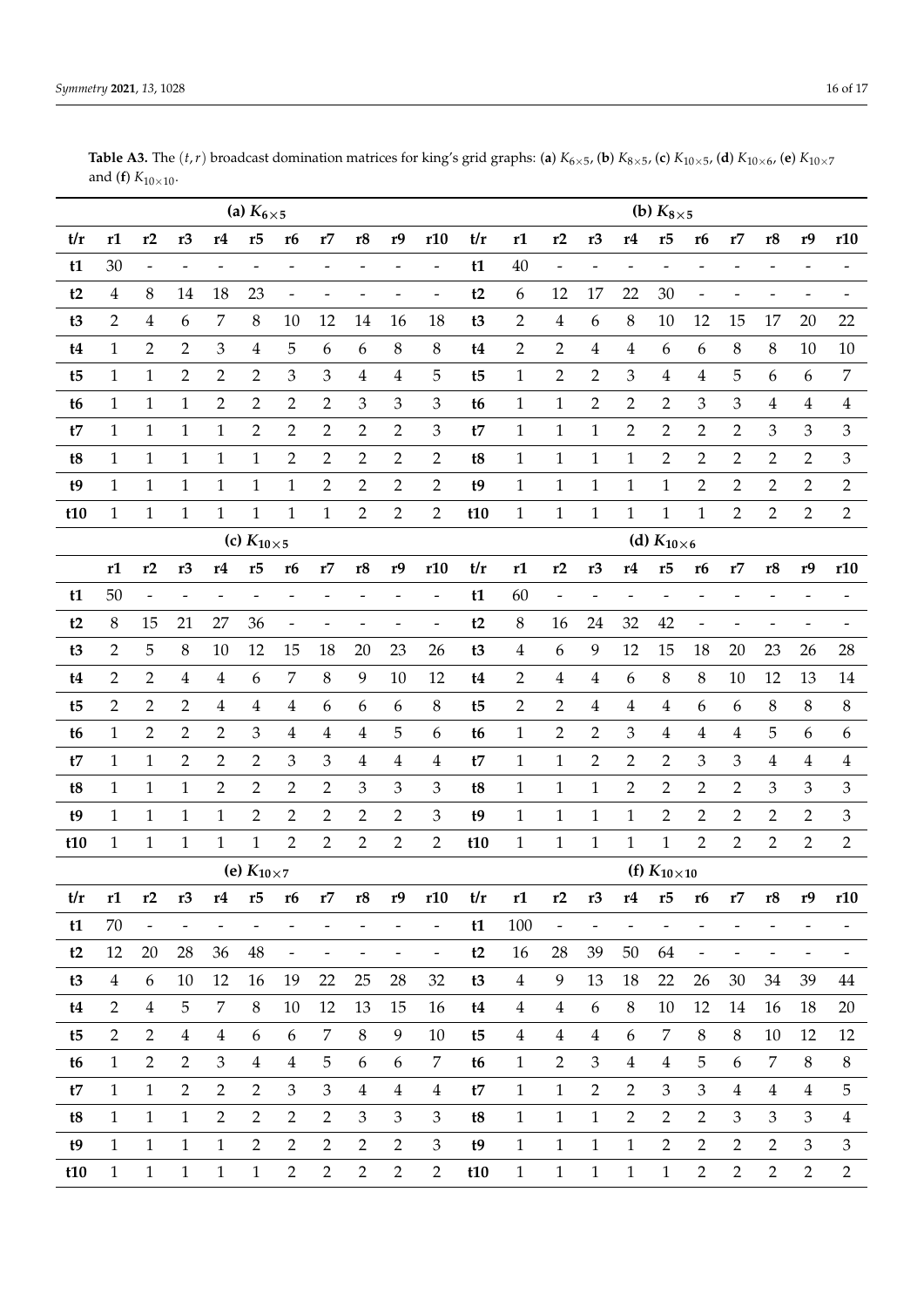**Table A3.** The $(t, r)$ broadcast domination matrices for king's grid graphs: (**a**) $K_{6\times5}$, (**b**) $K_{8\times5}$, (**c**) $K_{10\times5}$, (**d**) $K_{10\times6}$, (**e**) $K_{10\times7}$ and (**f**) $K_{10\times10}$.

| (a) $K_{6\times5}$ | | | | | | | | | | | (b) $K_{8\times5}$ | | | | | | | | | | |
|---|---|---|---|---|---|---|---|---|---|---|---|---|---|---|---|---|---|---|---|---|---|
| **t/r** | **r1** | **r2** | **r3** | **r4** | **r5** | **r6** | **r7** | **r8** | **r9** | **r10** | **t/r** | **r1** | **r2** | **r3** | **r4** | **r5** | **r6** | **r7** | **r8** | **r9** | **r10** |
| **t1** | 30 | - | - | - | - | - | - | - | - | - | **t1** | 40 | - | - | - | - | - | - | - | - | - |
| **t2** | 4 | 8 | 14 | 18 | 23 | - | - | - | - | - | **t2** | 6 | 12 | 17 | 22 | 30 | - | - | - | - | - |
| **t3** | 2 | 4 | 6 | 7 | 8 | 10 | 12 | 14 | 16 | 18 | **t3** | 2 | 4 | 6 | 8 | 10 | 12 | 15 | 17 | 20 | 22 |
| **t4** | 1 | 2 | 2 | 3 | 4 | 5 | 6 | 6 | 8 | 8 | **t4** | 2 | 2 | 4 | 4 | 6 | 6 | 8 | 8 | 10 | 10 |
| **t5** | 1 | 1 | 2 | 2 | 2 | 3 | 3 | 4 | 4 | 5 | **t5** | 1 | 2 | 2 | 3 | 4 | 4 | 5 | 6 | 6 | 7 |
| **t6** | 1 | 1 | 1 | 2 | 2 | 2 | 2 | 3 | 3 | 3 | **t6** | 1 | 1 | 2 | 2 | 2 | 3 | 3 | 4 | 4 | 4 |
| **t7** | 1 | 1 | 1 | 1 | 2 | 2 | 2 | 2 | 2 | 3 | **t7** | 1 | 1 | 1 | 2 | 2 | 2 | 2 | 3 | 3 | 3 |
| **t8** | 1 | 1 | 1 | 1 | 1 | 2 | 2 | 2 | 2 | 2 | **t8** | 1 | 1 | 1 | 1 | 2 | 2 | 2 | 2 | 2 | 3 |
| **t9** | 1 | 1 | 1 | 1 | 1 | 1 | 2 | 2 | 2 | 2 | **t9** | 1 | 1 | 1 | 1 | 1 | 2 | 2 | 2 | 2 | 2 |
| **t10** | 1 | 1 | 1 | 1 | 1 | 1 | 1 | 2 | 2 | 2 | **t10** | 1 | 1 | 1 | 1 | 1 | 1 | 2 | 2 | 2 | 2 |
| (c) $K_{10\times5}$ | | | | | | | | | | | (d) $K_{10\times6}$ | | | | | | | | | | |
| | **r1** | **r2** | **r3** | **r4** | **r5** | **r6** | **r7** | **r8** | **r9** | **r10** | **t/r** | **r1** | **r2** | **r3** | **r4** | **r5** | **r6** | **r7** | **r8** | **r9** | **r10** |
| **t1** | 50 | - | - | - | - | - | - | - | - | - | **t1** | 60 | - | - | - | - | - | - | - | - | - |
| **t2** | 8 | 15 | 21 | 27 | 36 | - | - | - | - | - | **t2** | 8 | 16 | 24 | 32 | 42 | - | - | - | - | - |
| **t3** | 2 | 5 | 8 | 10 | 12 | 15 | 18 | 20 | 23 | 26 | **t3** | 4 | 6 | 9 | 12 | 15 | 18 | 20 | 23 | 26 | 28 |
| **t4** | 2 | 2 | 4 | 4 | 6 | 7 | 8 | 9 | 10 | 12 | **t4** | 2 | 4 | 4 | 6 | 8 | 8 | 10 | 12 | 13 | 14 |
| **t5** | 2 | 2 | 2 | 4 | 4 | 4 | 6 | 6 | 6 | 8 | **t5** | 2 | 2 | 4 | 4 | 4 | 6 | 6 | 8 | 8 | 8 |
| **t6** | 1 | 2 | 2 | 2 | 3 | 4 | 4 | 4 | 5 | 6 | **t6** | 1 | 2 | 2 | 3 | 4 | 4 | 4 | 5 | 6 | 6 |
| **t7** | 1 | 1 | 2 | 2 | 2 | 3 | 3 | 4 | 4 | 4 | **t7** | 1 | 1 | 2 | 2 | 2 | 3 | 3 | 4 | 4 | 4 |
| **t8** | 1 | 1 | 1 | 2 | 2 | 2 | 2 | 3 | 3 | 3 | **t8** | 1 | 1 | 1 | 2 | 2 | 2 | 2 | 3 | 3 | 3 |
| **t9** | 1 | 1 | 1 | 1 | 2 | 2 | 2 | 2 | 2 | 3 | **t9** | 1 | 1 | 1 | 1 | 2 | 2 | 2 | 2 | 2 | 3 |
| **t10** | 1 | 1 | 1 | 1 | 1 | 2 | 2 | 2 | 2 | 2 | **t10** | 1 | 1 | 1 | 1 | 1 | 2 | 2 | 2 | 2 | 2 |
| (e) $K_{10\times7}$ | | | | | | | | | | | (f) $K_{10\times10}$ | | | | | | | | | | |
| **t/r** | **r1** | **r2** | **r3** | **r4** | **r5** | **r6** | **r7** | **r8** | **r9** | **r10** | **t/r** | **r1** | **r2** | **r3** | **r4** | **r5** | **r6** | **r7** | **r8** | **r9** | **r10** |
| **t1** | 70 | - | - | - | - | - | - | - | - | - | **t1** | 100 | - | - | - | - | - | - | - | - | - |
| **t2** | 12 | 20 | 28 | 36 | 48 | - | - | - | - | - | **t2** | 16 | 28 | 39 | 50 | 64 | - | - | - | - | - |
| **t3** | 4 | 6 | 10 | 12 | 16 | 19 | 22 | 25 | 28 | 32 | **t3** | 4 | 9 | 13 | 18 | 22 | 26 | 30 | 34 | 39 | 44 |
| **t4** | 2 | 4 | 5 | 7 | 8 | 10 | 12 | 13 | 15 | 16 | **t4** | 4 | 4 | 6 | 8 | 10 | 12 | 14 | 16 | 18 | 20 |
| **t5** | 2 | 2 | 4 | 4 | 6 | 6 | 7 | 8 | 9 | 10 | **t5** | 4 | 4 | 4 | 6 | 7 | 8 | 8 | 10 | 12 | 12 |
| **t6** | 1 | 2 | 2 | 3 | 4 | 4 | 5 | 6 | 6 | 7 | **t6** | 1 | 2 | 3 | 4 | 4 | 5 | 6 | 7 | 8 | 8 |
| **t7** | 1 | 1 | 2 | 2 | 2 | 3 | 3 | 4 | 4 | 4 | **t7** | 1 | 1 | 2 | 2 | 3 | 3 | 4 | 4 | 4 | 5 |
| **t8** | 1 | 1 | 1 | 2 | 2 | 2 | 2 | 3 | 3 | 3 | **t8** | 1 | 1 | 1 | 2 | 2 | 2 | 3 | 3 | 3 | 4 |
| **t9** | 1 | 1 | 1 | 1 | 2 | 2 | 2 | 2 | 2 | 3 | **t9** | 1 | 1 | 1 | 1 | 2 | 2 | 2 | 2 | 3 | 3 |
| **t10** | 1 | 1 | 1 | 1 | 1 | 2 | 2 | 2 | 2 | 2 | **t10** | 1 | 1 | 1 | 1 | 1 | 2 | 2 | 2 | 2 | 2 |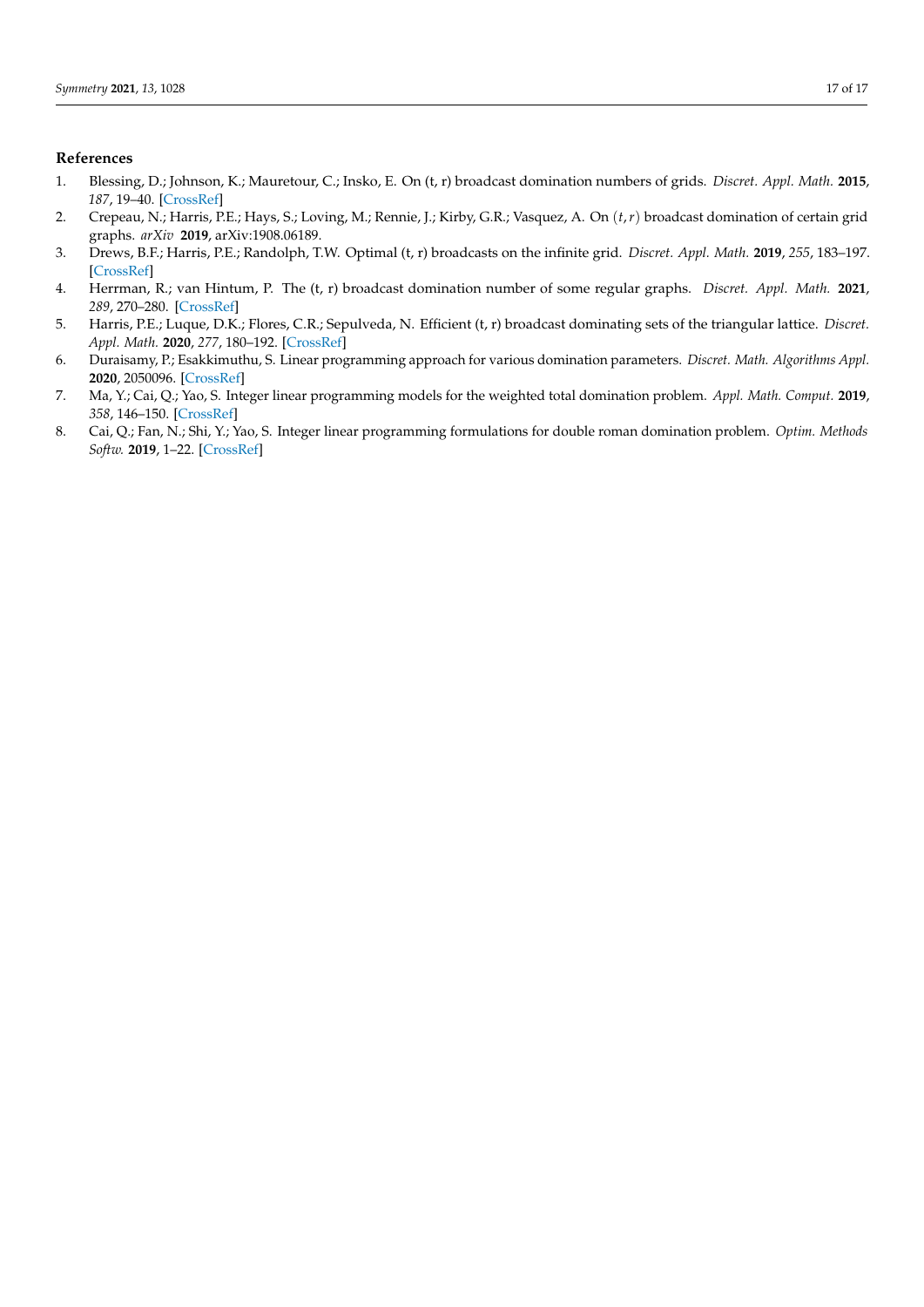## References

1. Blessing, D.; Johnson, K.; Mauretour, C.; Insko, E. On (t, r) broadcast domination numbers of grids. *Discret. Appl. Math.* **2015**, *187*, 19–40. [CrossRef]
2. Crepeau, N.; Harris, P.E.; Hays, S.; Loving, M.; Rennie, J.; Kirby, G.R.; Vasquez, A. On $(t, r)$ broadcast domination of certain grid graphs. *arXiv* **2019**, arXiv:1908.06189.
3. Drews, B.F.; Harris, P.E.; Randolph, T.W. Optimal (t, r) broadcasts on the infinite grid. *Discret. Appl. Math.* **2019**, *255*, 183–197. [CrossRef]
4. Herrman, R.; van Hintum, P. The (t, r) broadcast domination number of some regular graphs. *Discret. Appl. Math.* **2021**, *289*, 270–280. [CrossRef]
5. Harris, P.E.; Luque, D.K.; Flores, C.R.; Sepulveda, N. Efficient (t, r) broadcast dominating sets of the triangular lattice. *Discret. Appl. Math.* **2020**, *277*, 180–192. [CrossRef]
6. Duraisamy, P.; Esakkimuthu, S. Linear programming approach for various domination parameters. *Discret. Math. Algorithms Appl.* **2020**, 2050096. [CrossRef]
7. Ma, Y.; Cai, Q.; Yao, S. Integer linear programming models for the weighted total domination problem. *Appl. Math. Comput.* **2019**, *358*, 146–150. [CrossRef]
8. Cai, Q.; Fan, N.; Shi, Y.; Yao, S. Integer linear programming formulations for double roman domination problem. *Optim. Methods Softw.* **2019**, 1–22. [CrossRef]